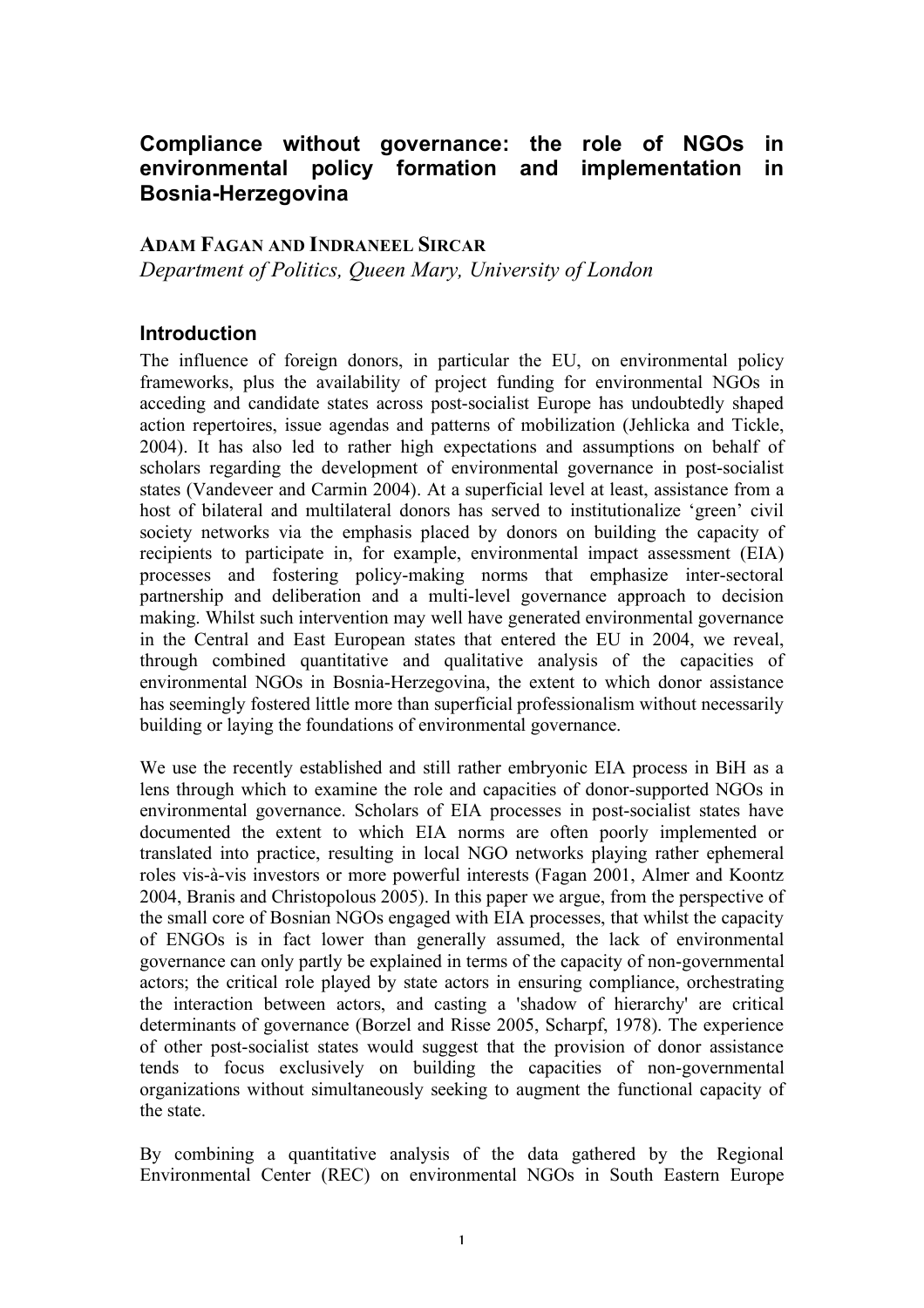# Compliance without governance: the role of NGOs in environmental policy formation and implementation in Bosnia-Herzegovina

**ADAM FAGAN AND INDRANEEL SIRCAR**

*Department of Politics, Queen Mary, University of London*

## Introduction

The influence of foreign donors, in particular the EU, on environmental policy frameworks, plus the availability of project funding for environmental NGOs in acceding and candidate states across post-socialist Europe has undoubtedly shaped action repertoires, issue agendas and patterns of mobilization (Jehlicka and Tickle, 2004). It has also led to rather high expectations and assumptions on behalf of scholars regarding the development of environmental governance in post-socialist states (Vandeveer and Carmin 2004). At a superficial level at least, assistance from a host of bilateral and multilateral donors has served to institutionalize 'green' civil society networks via the emphasis placed by donors on building the capacity of recipients to participate in, for example, environmental impact assessment (EIA) processes and fostering policy-making norms that emphasize inter-sectoral partnership and deliberation and a multi-level governance approach to decision making. Whilst such intervention may well have generated environmental governance in the Central and East European states that entered the EU in 2004, we reveal, through combined quantitative and qualitative analysis of the capacities of environmental NGOs in Bosnia-Herzegovina, the extent to which donor assistance has seemingly fostered little more than superficial professionalism without necessarily building or laying the foundations of environmental governance.

We use the recently established and still rather embryonic EIA process in BiH as a lens through which to examine the role and capacities of donor-supported NGOs in environmental governance. Scholars of EIA processes in post-socialist states have documented the extent to which EIA norms are often poorly implemented or translated into practice, resulting in local NGO networks playing rather ephemeral roles vis-à-vis investors or more powerful interests (Fagan 2001, Almer and Koontz 2004, Branis and Christopolous 2005). In this paper we argue, from the perspective of the small core of Bosnian NGOs engaged with EIA processes, that whilst the capacity of ENGOs is in fact lower than generally assumed, the lack of environmental governance can only partly be explained in terms of the capacity of non-governmental actors; the critical role played by state actors in ensuring compliance, orchestrating the interaction between actors, and casting a 'shadow of hierarchy' are critical determinants of governance (Borzel and Risse 2005, Scharpf, 1978). The experience of other post-socialist states would suggest that the provision of donor assistance tends to focus exclusively on building the capacities of non-governmental organizations without simultaneously seeking to augment the functional capacity of the state.

By combining a quantitative analysis of the data gathered by the Regional Environmental Center (REC) on environmental NGOs in South Eastern Europe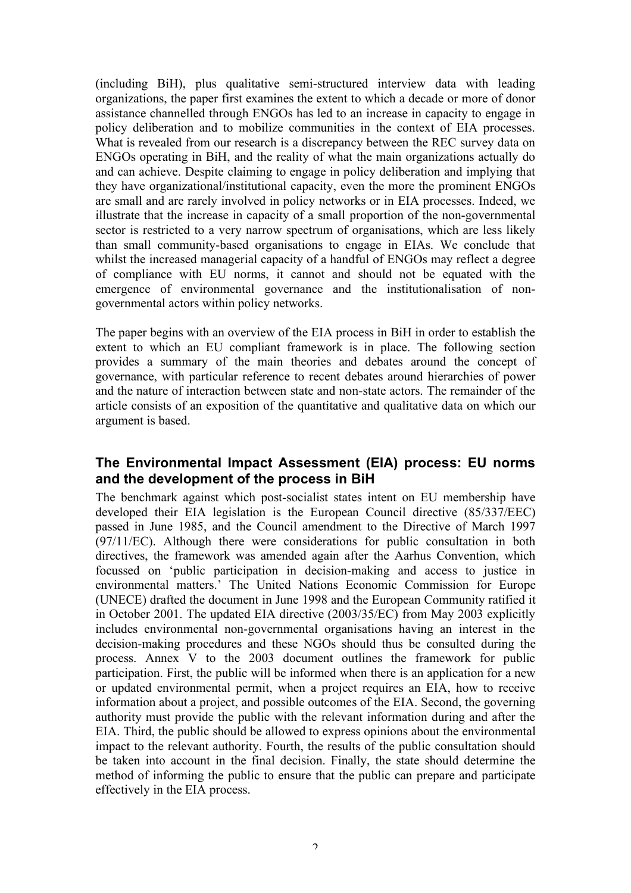(including BiH), plus qualitative semi-structured interview data with leading organizations, the paper first examines the extent to which a decade or more of donor assistance channelled through ENGOs has led to an increase in capacity to engage in policy deliberation and to mobilize communities in the context of EIA processes. What is revealed from our research is a discrepancy between the REC survey data on ENGOs operating in BiH, and the reality of what the main organizations actually do and can achieve. Despite claiming to engage in policy deliberation and implying that they have organizational/institutional capacity, even the more the prominent ENGOs are small and are rarely involved in policy networks or in EIA processes. Indeed, we illustrate that the increase in capacity of a small proportion of the non-governmental sector is restricted to a very narrow spectrum of organisations, which are less likely than small community-based organisations to engage in EIAs. We conclude that whilst the increased managerial capacity of a handful of ENGOs may reflect a degree of compliance with EU norms, it cannot and should not be equated with the emergence of environmental governance and the institutionalisation of non-governmental actors within policy networks.

The paper begins with an overview of the EIA process in BiH in order to establish the extent to which an EU compliant framework is in place. The following section provides a summary of the main theories and debates around the concept of governance, with particular reference to recent debates around hierarchies of power and the nature of interaction between state and non-state actors. The remainder of the article consists of an exposition of the quantitative and qualitative data on which our argument is based.

## The Environmental Impact Assessment (EIA) process: EU norms and the development of the process in BiH

The benchmark against which post-socialist states intent on EU membership have developed their EIA legislation is the European Council directive (85/337/EEC) passed in June 1985, and the Council amendment to the Directive of March 1997 (97/11/EC). Although there were considerations for public consultation in both directives, the framework was amended again after the Aarhus Convention, which focussed on 'public participation in decision-making and access to justice in environmental matters.' The United Nations Economic Commission for Europe (UNECE) drafted the document in June 1998 and the European Community ratified it in October 2001. The updated EIA directive (2003/35/EC) from May 2003 explicitly includes environmental non-governmental organisations having an interest in the decision-making procedures and these NGOs should thus be consulted during the process. Annex V to the 2003 document outlines the framework for public participation. First, the public will be informed when there is an application for a new or updated environmental permit, when a project requires an EIA, how to receive information about a project, and possible outcomes of the EIA. Second, the governing authority must provide the public with the relevant information during and after the EIA. Third, the public should be allowed to express opinions about the environmental impact to the relevant authority. Fourth, the results of the public consultation should be taken into account in the final decision. Finally, the state should determine the method of informing the public to ensure that the public can prepare and participate effectively in the EIA process.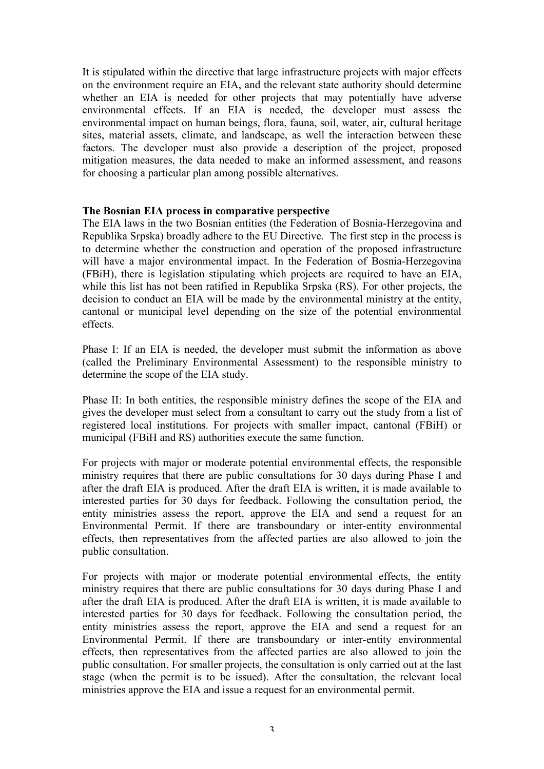It is stipulated within the directive that large infrastructure projects with major effects on the environment require an EIA, and the relevant state authority should determine whether an EIA is needed for other projects that may potentially have adverse environmental effects. If an EIA is needed, the developer must assess the environmental impact on human beings, flora, fauna, soil, water, air, cultural heritage sites, material assets, climate, and landscape, as well the interaction between these factors. The developer must also provide a description of the project, proposed mitigation measures, the data needed to make an informed assessment, and reasons for choosing a particular plan among possible alternatives.

**The Bosnian EIA process in comparative perspective**

The EIA laws in the two Bosnian entities (the Federation of Bosnia-Herzegovina and Republika Srpska) broadly adhere to the EU Directive. The first step in the process is to determine whether the construction and operation of the proposed infrastructure will have a major environmental impact. In the Federation of Bosnia-Herzegovina (FBiH), there is legislation stipulating which projects are required to have an EIA, while this list has not been ratified in Republika Srpska (RS). For other projects, the decision to conduct an EIA will be made by the environmental ministry at the entity, cantonal or municipal level depending on the size of the potential environmental effects.

Phase I: If an EIA is needed, the developer must submit the information as above (called the Preliminary Environmental Assessment) to the responsible ministry to determine the scope of the EIA study.

Phase II: In both entities, the responsible ministry defines the scope of the EIA and gives the developer must select from a consultant to carry out the study from a list of registered local institutions. For projects with smaller impact, cantonal (FBiH) or municipal (FBiH and RS) authorities execute the same function.

For projects with major or moderate potential environmental effects, the responsible ministry requires that there are public consultations for 30 days during Phase I and after the draft EIA is produced. After the draft EIA is written, it is made available to interested parties for 30 days for feedback. Following the consultation period, the entity ministries assess the report, approve the EIA and send a request for an Environmental Permit. If there are transboundary or inter-entity environmental effects, then representatives from the affected parties are also allowed to join the public consultation.

For projects with major or moderate potential environmental effects, the entity ministry requires that there are public consultations for 30 days during Phase I and after the draft EIA is produced. After the draft EIA is written, it is made available to interested parties for 30 days for feedback. Following the consultation period, the entity ministries assess the report, approve the EIA and send a request for an Environmental Permit. If there are transboundary or inter-entity environmental effects, then representatives from the affected parties are also allowed to join the public consultation. For smaller projects, the consultation is only carried out at the last stage (when the permit is to be issued). After the consultation, the relevant local ministries approve the EIA and issue a request for an environmental permit.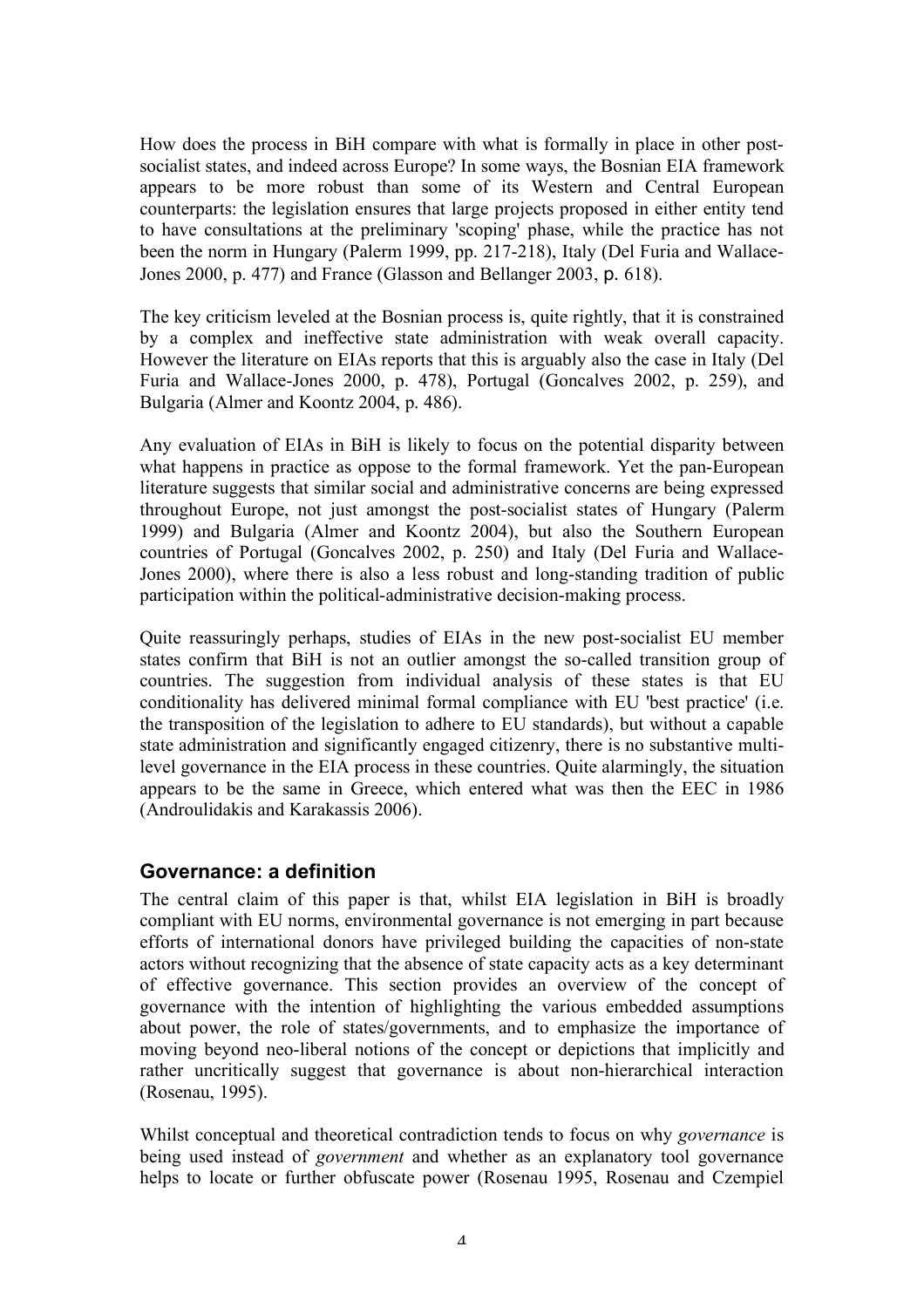How does the process in BiH compare with what is formally in place in other post-socialist states, and indeed across Europe? In some ways, the Bosnian EIA framework appears to be more robust than some of its Western and Central European counterparts: the legislation ensures that large projects proposed in either entity tend to have consultations at the preliminary 'scoping' phase, while the practice has not been the norm in Hungary (Palerm 1999, pp. 217-218), Italy (Del Furia and Wallace-Jones 2000, p. 477) and France (Glasson and Bellanger 2003, p. 618).

The key criticism leveled at the Bosnian process is, quite rightly, that it is constrained by a complex and ineffective state administration with weak overall capacity. However the literature on EIAs reports that this is arguably also the case in Italy (Del Furia and Wallace-Jones 2000, p. 478), Portugal (Goncalves 2002, p. 259), and Bulgaria (Almer and Koontz 2004, p. 486).

Any evaluation of EIAs in BiH is likely to focus on the potential disparity between what happens in practice as oppose to the formal framework. Yet the pan-European literature suggests that similar social and administrative concerns are being expressed throughout Europe, not just amongst the post-socialist states of Hungary (Palerm 1999) and Bulgaria (Almer and Koontz 2004), but also the Southern European countries of Portugal (Goncalves 2002, p. 250) and Italy (Del Furia and Wallace-Jones 2000), where there is also a less robust and long-standing tradition of public participation within the political-administrative decision-making process.

Quite reassuringly perhaps, studies of EIAs in the new post-socialist EU member states confirm that BiH is not an outlier amongst the so-called transition group of countries. The suggestion from individual analysis of these states is that EU conditionality has delivered minimal formal compliance with EU 'best practice' (i.e. the transposition of the legislation to adhere to EU standards), but without a capable state administration and significantly engaged citizenry, there is no substantive multi-level governance in the EIA process in these countries. Quite alarmingly, the situation appears to be the same in Greece, which entered what was then the EEC in 1986 (Androulidakis and Karakassis 2006).

## Governance: a definition

The central claim of this paper is that, whilst EIA legislation in BiH is broadly compliant with EU norms, environmental governance is not emerging in part because efforts of international donors have privileged building the capacities of non-state actors without recognizing that the absence of state capacity acts as a key determinant of effective governance. This section provides an overview of the concept of governance with the intention of highlighting the various embedded assumptions about power, the role of states/governments, and to emphasize the importance of moving beyond neo-liberal notions of the concept or depictions that implicitly and rather uncritically suggest that governance is about non-hierarchical interaction (Rosenau, 1995).

Whilst conceptual and theoretical contradiction tends to focus on why *governance* is being used instead of *government* and whether as an explanatory tool governance helps to locate or further obfuscate power (Rosenau 1995, Rosenau and Czempiel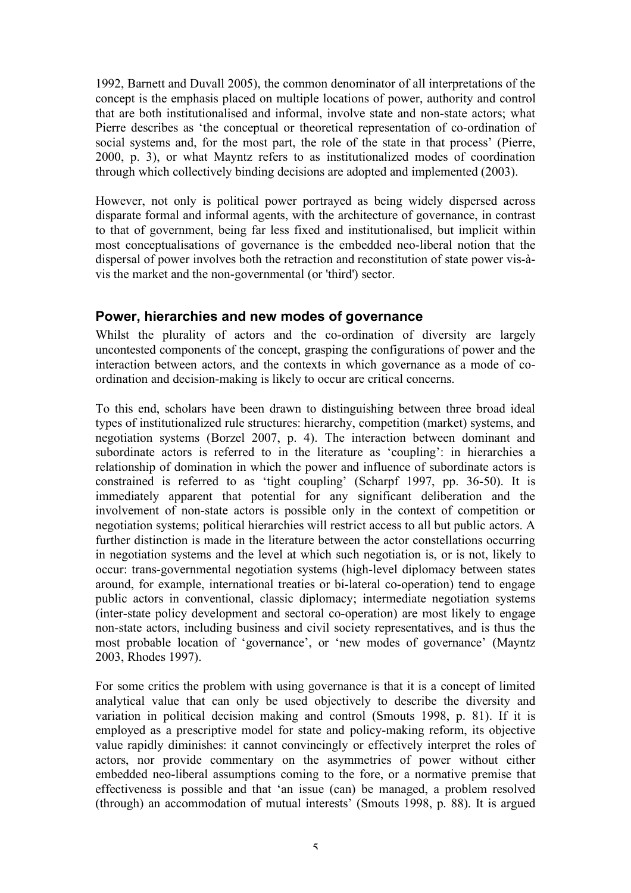1992, Barnett and Duvall 2005), the common denominator of all interpretations of the concept is the emphasis placed on multiple locations of power, authority and control that are both institutionalised and informal, involve state and non-state actors; what Pierre describes as 'the conceptual or theoretical representation of co-ordination of social systems and, for the most part, the role of the state in that process' (Pierre, 2000, p. 3), or what Mayntz refers to as institutionalized modes of coordination through which collectively binding decisions are adopted and implemented (2003).

However, not only is political power portrayed as being widely dispersed across disparate formal and informal agents, with the architecture of governance, in contrast to that of government, being far less fixed and institutionalised, but implicit within most conceptualisations of governance is the embedded neo-liberal notion that the dispersal of power involves both the retraction and reconstitution of state power vis-à-vis the market and the non-governmental (or 'third') sector.

## Power, hierarchies and new modes of governance

Whilst the plurality of actors and the co-ordination of diversity are largely uncontested components of the concept, grasping the configurations of power and the interaction between actors, and the contexts in which governance as a mode of co-ordination and decision-making is likely to occur are critical concerns.

To this end, scholars have been drawn to distinguishing between three broad ideal types of institutionalized rule structures: hierarchy, competition (market) systems, and negotiation systems (Borzel 2007, p. 4). The interaction between dominant and subordinate actors is referred to in the literature as 'coupling': in hierarchies a relationship of domination in which the power and influence of subordinate actors is constrained is referred to as 'tight coupling' (Scharpf 1997, pp. 36-50). It is immediately apparent that potential for any significant deliberation and the involvement of non-state actors is possible only in the context of competition or negotiation systems; political hierarchies will restrict access to all but public actors. A further distinction is made in the literature between the actor constellations occurring in negotiation systems and the level at which such negotiation is, or is not, likely to occur: trans-governmental negotiation systems (high-level diplomacy between states around, for example, international treaties or bi-lateral co-operation) tend to engage public actors in conventional, classic diplomacy; intermediate negotiation systems (inter-state policy development and sectoral co-operation) are most likely to engage non-state actors, including business and civil society representatives, and is thus the most probable location of 'governance', or 'new modes of governance' (Mayntz 2003, Rhodes 1997).

For some critics the problem with using governance is that it is a concept of limited analytical value that can only be used objectively to describe the diversity and variation in political decision making and control (Smouts 1998, p. 81). If it is employed as a prescriptive model for state and policy-making reform, its objective value rapidly diminishes: it cannot convincingly or effectively interpret the roles of actors, nor provide commentary on the asymmetries of power without either embedded neo-liberal assumptions coming to the fore, or a normative premise that effectiveness is possible and that 'an issue (can) be managed, a problem resolved (through) an accommodation of mutual interests' (Smouts 1998, p. 88). It is argued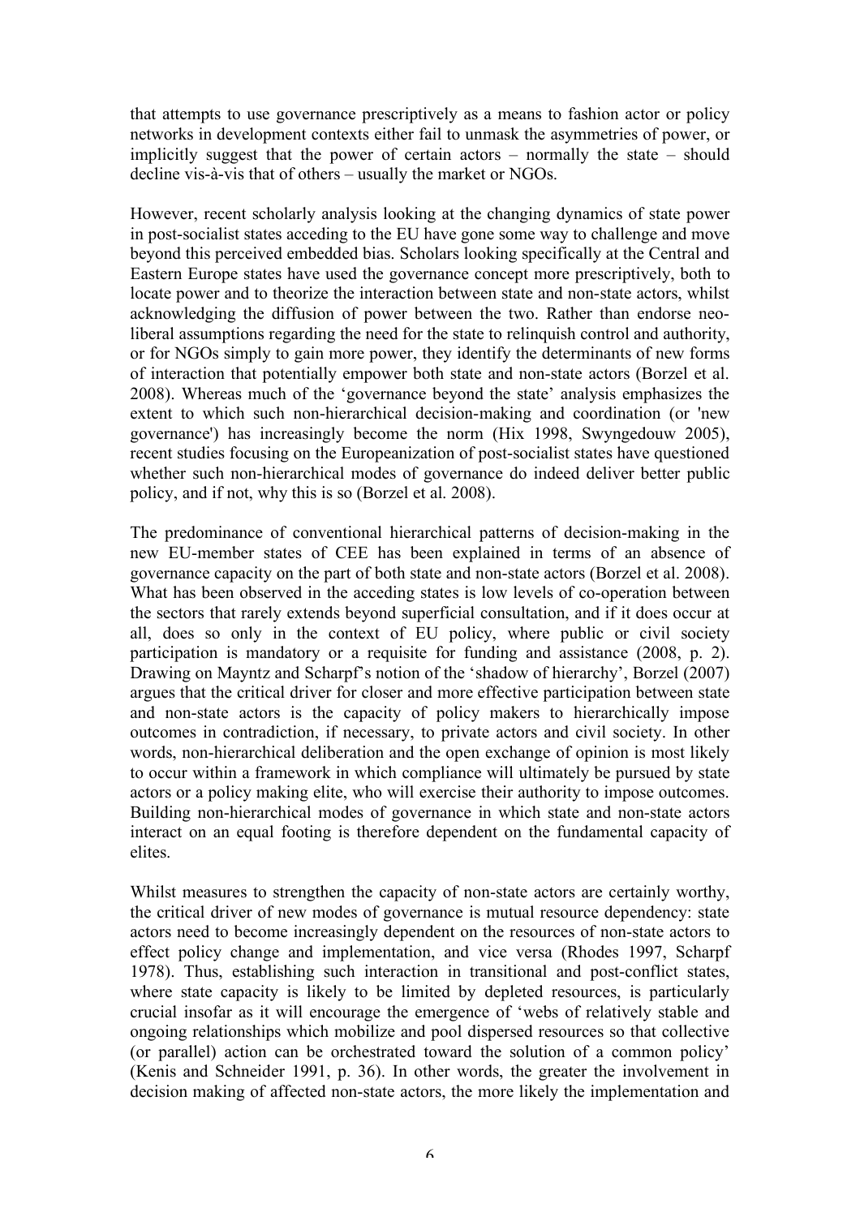that attempts to use governance prescriptively as a means to fashion actor or policy networks in development contexts either fail to unmask the asymmetries of power, or implicitly suggest that the power of certain actors – normally the state – should decline vis-à-vis that of others – usually the market or NGOs.

However, recent scholarly analysis looking at the changing dynamics of state power in post-socialist states acceding to the EU have gone some way to challenge and move beyond this perceived embedded bias. Scholars looking specifically at the Central and Eastern Europe states have used the governance concept more prescriptively, both to locate power and to theorize the interaction between state and non-state actors, whilst acknowledging the diffusion of power between the two. Rather than endorse neo-liberal assumptions regarding the need for the state to relinquish control and authority, or for NGOs simply to gain more power, they identify the determinants of new forms of interaction that potentially empower both state and non-state actors (Borzel et al. 2008). Whereas much of the 'governance beyond the state' analysis emphasizes the extent to which such non-hierarchical decision-making and coordination (or 'new governance') has increasingly become the norm (Hix 1998, Swyngedouw 2005), recent studies focusing on the Europeanization of post-socialist states have questioned whether such non-hierarchical modes of governance do indeed deliver better public policy, and if not, why this is so (Borzel et al. 2008).

The predominance of conventional hierarchical patterns of decision-making in the new EU-member states of CEE has been explained in terms of an absence of governance capacity on the part of both state and non-state actors (Borzel et al. 2008). What has been observed in the acceding states is low levels of co-operation between the sectors that rarely extends beyond superficial consultation, and if it does occur at all, does so only in the context of EU policy, where public or civil society participation is mandatory or a requisite for funding and assistance (2008, p. 2). Drawing on Mayntz and Scharpf's notion of the 'shadow of hierarchy', Borzel (2007) argues that the critical driver for closer and more effective participation between state and non-state actors is the capacity of policy makers to hierarchically impose outcomes in contradiction, if necessary, to private actors and civil society. In other words, non-hierarchical deliberation and the open exchange of opinion is most likely to occur within a framework in which compliance will ultimately be pursued by state actors or a policy making elite, who will exercise their authority to impose outcomes. Building non-hierarchical modes of governance in which state and non-state actors interact on an equal footing is therefore dependent on the fundamental capacity of elites.

Whilst measures to strengthen the capacity of non-state actors are certainly worthy, the critical driver of new modes of governance is mutual resource dependency: state actors need to become increasingly dependent on the resources of non-state actors to effect policy change and implementation, and vice versa (Rhodes 1997, Scharpf 1978). Thus, establishing such interaction in transitional and post-conflict states, where state capacity is likely to be limited by depleted resources, is particularly crucial insofar as it will encourage the emergence of 'webs of relatively stable and ongoing relationships which mobilize and pool dispersed resources so that collective (or parallel) action can be orchestrated toward the solution of a common policy' (Kenis and Schneider 1991, p. 36). In other words, the greater the involvement in decision making of affected non-state actors, the more likely the implementation and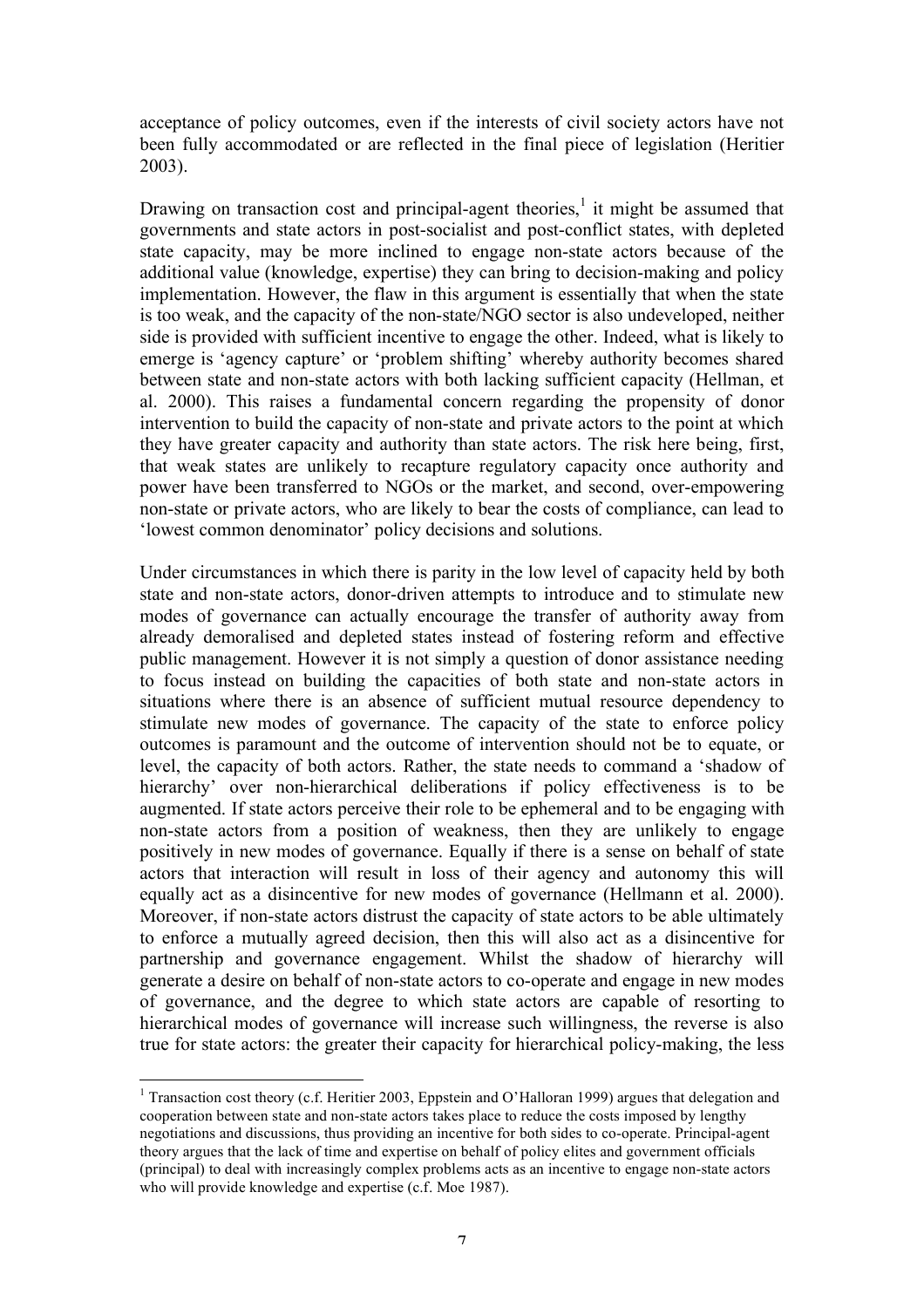acceptance of policy outcomes, even if the interests of civil society actors have not been fully accommodated or are reflected in the final piece of legislation (Heritier 2003).

Drawing on transaction cost and principal-agent theories,[1] it might be assumed that governments and state actors in post-socialist and post-conflict states, with depleted state capacity, may be more inclined to engage non-state actors because of the additional value (knowledge, expertise) they can bring to decision-making and policy implementation. However, the flaw in this argument is essentially that when the state is too weak, and the capacity of the non-state/NGO sector is also undeveloped, neither side is provided with sufficient incentive to engage the other. Indeed, what is likely to emerge is 'agency capture' or 'problem shifting' whereby authority becomes shared between state and non-state actors with both lacking sufficient capacity (Hellman, et al. 2000). This raises a fundamental concern regarding the propensity of donor intervention to build the capacity of non-state and private actors to the point at which they have greater capacity and authority than state actors. The risk here being, first, that weak states are unlikely to recapture regulatory capacity once authority and power have been transferred to NGOs or the market, and second, over-empowering non-state or private actors, who are likely to bear the costs of compliance, can lead to 'lowest common denominator' policy decisions and solutions.

Under circumstances in which there is parity in the low level of capacity held by both state and non-state actors, donor-driven attempts to introduce and to stimulate new modes of governance can actually encourage the transfer of authority away from already demoralised and depleted states instead of fostering reform and effective public management. However it is not simply a question of donor assistance needing to focus instead on building the capacities of both state and non-state actors in situations where there is an absence of sufficient mutual resource dependency to stimulate new modes of governance. The capacity of the state to enforce policy outcomes is paramount and the outcome of intervention should not be to equate, or level, the capacity of both actors. Rather, the state needs to command a 'shadow of hierarchy' over non-hierarchical deliberations if policy effectiveness is to be augmented. If state actors perceive their role to be ephemeral and to be engaging with non-state actors from a position of weakness, then they are unlikely to engage positively in new modes of governance. Equally if there is a sense on behalf of state actors that interaction will result in loss of their agency and autonomy this will equally act as a disincentive for new modes of governance (Hellmann et al. 2000). Moreover, if non-state actors distrust the capacity of state actors to be able ultimately to enforce a mutually agreed decision, then this will also act as a disincentive for partnership and governance engagement. Whilst the shadow of hierarchy will generate a desire on behalf of non-state actors to co-operate and engage in new modes of governance, and the degree to which state actors are capable of resorting to hierarchical modes of governance will increase such willingness, the reverse is also true for state actors: the greater their capacity for hierarchical policy-making, the less

[1] Transaction cost theory (c.f. Heritier 2003, Eppstein and O'Halloran 1999) argues that delegation and cooperation between state and non-state actors takes place to reduce the costs imposed by lengthy negotiations and discussions, thus providing an incentive for both sides to co-operate. Principal-agent theory argues that the lack of time and expertise on behalf of policy elites and government officials (principal) to deal with increasingly complex problems acts as an incentive to engage non-state actors who will provide knowledge and expertise (c.f. Moe 1987).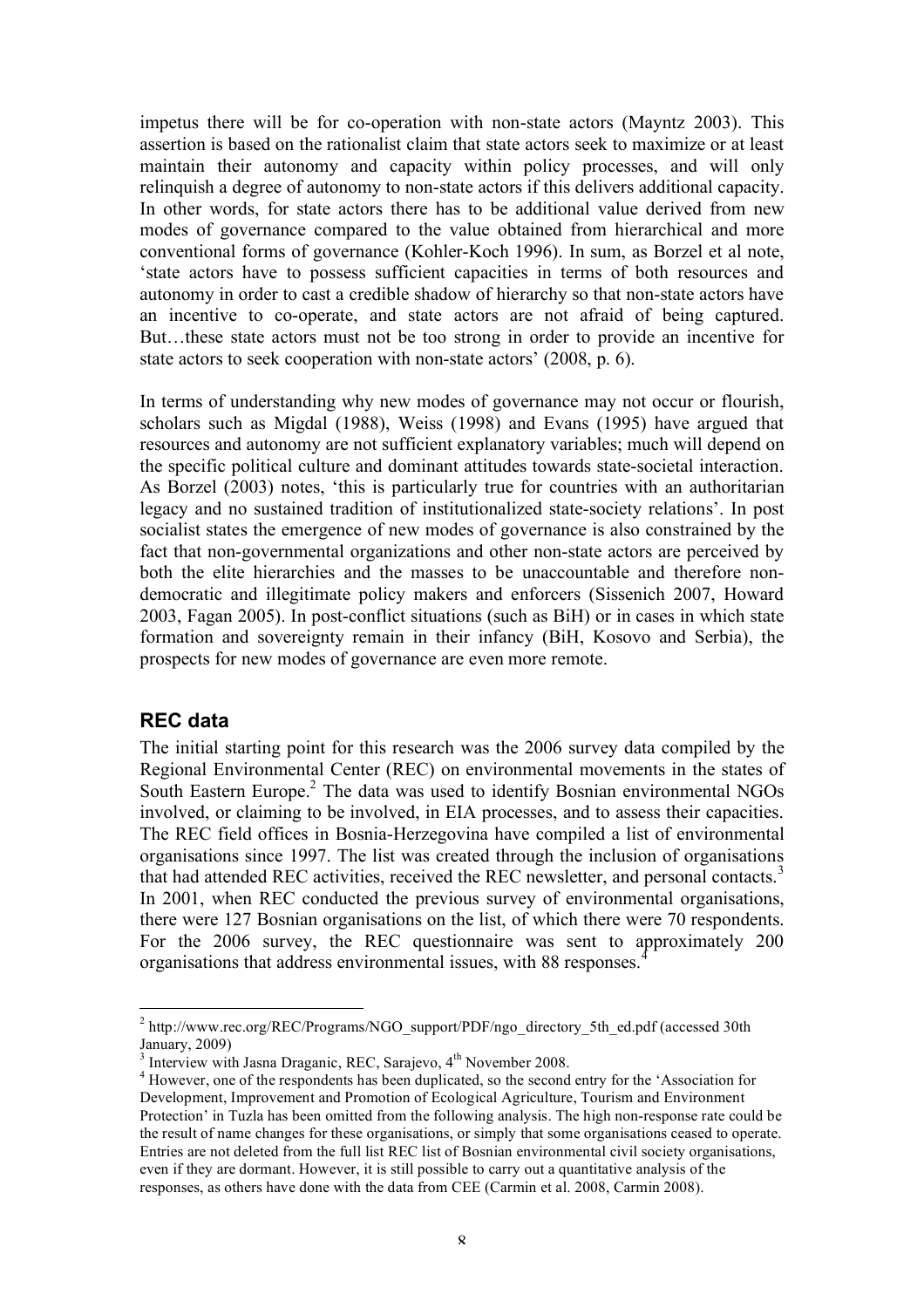impetus there will be for co-operation with non-state actors (Mayntz 2003). This assertion is based on the rationalist claim that state actors seek to maximize or at least maintain their autonomy and capacity within policy processes, and will only relinquish a degree of autonomy to non-state actors if this delivers additional capacity. In other words, for state actors there has to be additional value derived from new modes of governance compared to the value obtained from hierarchical and more conventional forms of governance (Kohler-Koch 1996). In sum, as Borzel et al note, 'state actors have to possess sufficient capacities in terms of both resources and autonomy in order to cast a credible shadow of hierarchy so that non-state actors have an incentive to co-operate, and state actors are not afraid of being captured. But…these state actors must not be too strong in order to provide an incentive for state actors to seek cooperation with non-state actors' (2008, p. 6).

In terms of understanding why new modes of governance may not occur or flourish, scholars such as Migdal (1988), Weiss (1998) and Evans (1995) have argued that resources and autonomy are not sufficient explanatory variables; much will depend on the specific political culture and dominant attitudes towards state-societal interaction. As Borzel (2003) notes, 'this is particularly true for countries with an authoritarian legacy and no sustained tradition of institutionalized state-society relations'. In post socialist states the emergence of new modes of governance is also constrained by the fact that non-governmental organizations and other non-state actors are perceived by both the elite hierarchies and the masses to be unaccountable and therefore non-democratic and illegitimate policy makers and enforcers (Sissenich 2007, Howard 2003, Fagan 2005). In post-conflict situations (such as BiH) or in cases in which state formation and sovereignty remain in their infancy (BiH, Kosovo and Serbia), the prospects for new modes of governance are even more remote.

## REC data

The initial starting point for this research was the 2006 survey data compiled by the Regional Environmental Center (REC) on environmental movements in the states of South Eastern Europe.[2] The data was used to identify Bosnian environmental NGOs involved, or claiming to be involved, in EIA processes, and to assess their capacities. The REC field offices in Bosnia-Herzegovina have compiled a list of environmental organisations since 1997. The list was created through the inclusion of organisations that had attended REC activities, received the REC newsletter, and personal contacts.[3] In 2001, when REC conducted the previous survey of environmental organisations, there were 127 Bosnian organisations on the list, of which there were 70 respondents. For the 2006 survey, the REC questionnaire was sent to approximately 200 organisations that address environmental issues, with 88 responses.[4]

---

[2] http://www.rec.org/REC/Programs/NGO_support/PDF/ngo_directory_5th_ed.pdf (accessed 30th January, 2009)

[3] Interview with Jasna Draganic, REC, Sarajevo, 4th November 2008.

[4] However, one of the respondents has been duplicated, so the second entry for the 'Association for Development, Improvement and Promotion of Ecological Agriculture, Tourism and Environment Protection' in Tuzla has been omitted from the following analysis. The high non-response rate could be the result of name changes for these organisations, or simply that some organisations ceased to operate. Entries are not deleted from the full list REC list of Bosnian environmental civil society organisations, even if they are dormant. However, it is still possible to carry out a quantitative analysis of the responses, as others have done with the data from CEE (Carmin et al. 2008, Carmin 2008).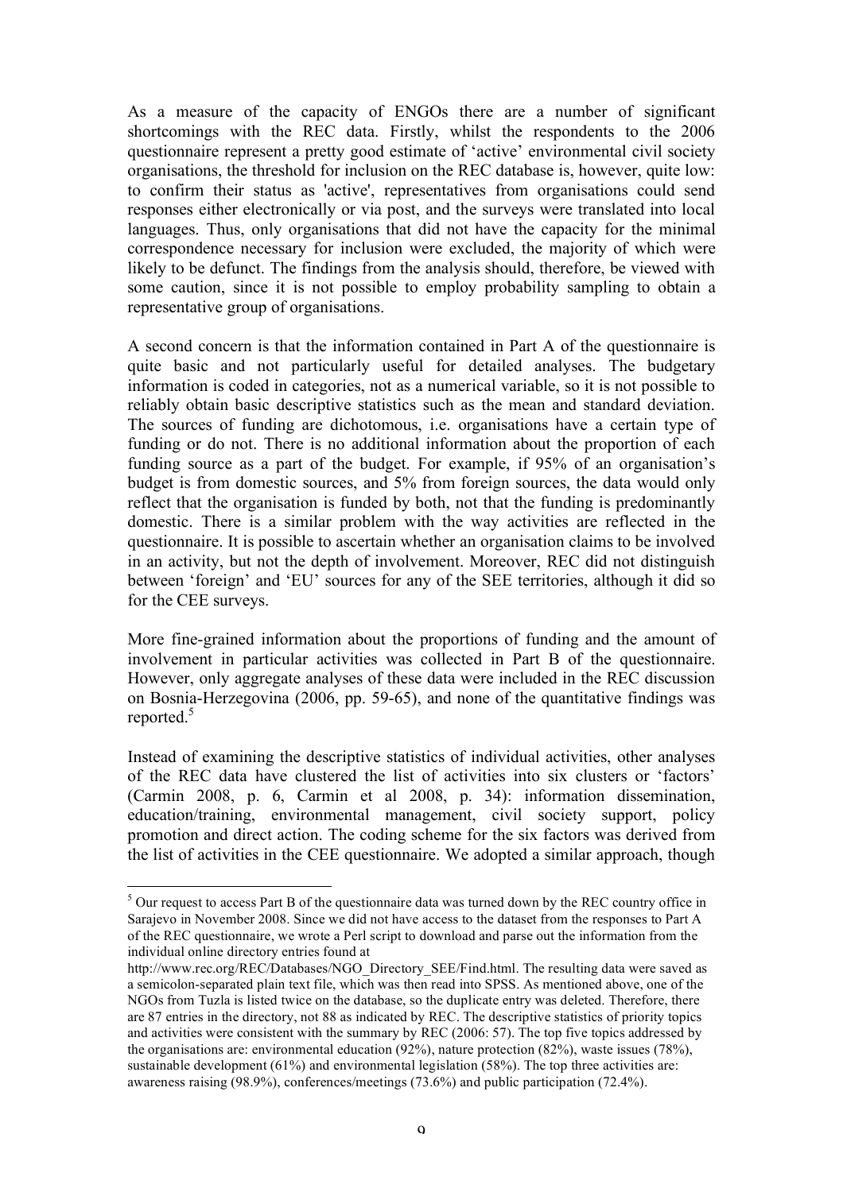As a measure of the capacity of ENGOs there are a number of significant shortcomings with the REC data. Firstly, whilst the respondents to the 2006 questionnaire represent a pretty good estimate of 'active' environmental civil society organisations, the threshold for inclusion on the REC database is, however, quite low: to confirm their status as 'active', representatives from organisations could send responses either electronically or via post, and the surveys were translated into local languages. Thus, only organisations that did not have the capacity for the minimal correspondence necessary for inclusion were excluded, the majority of which were likely to be defunct. The findings from the analysis should, therefore, be viewed with some caution, since it is not possible to employ probability sampling to obtain a representative group of organisations.

A second concern is that the information contained in Part A of the questionnaire is quite basic and not particularly useful for detailed analyses. The budgetary information is coded in categories, not as a numerical variable, so it is not possible to reliably obtain basic descriptive statistics such as the mean and standard deviation. The sources of funding are dichotomous, i.e. organisations have a certain type of funding or do not. There is no additional information about the proportion of each funding source as a part of the budget. For example, if 95% of an organisation's budget is from domestic sources, and 5% from foreign sources, the data would only reflect that the organisation is funded by both, not that the funding is predominantly domestic. There is a similar problem with the way activities are reflected in the questionnaire. It is possible to ascertain whether an organisation claims to be involved in an activity, but not the depth of involvement. Moreover, REC did not distinguish between 'foreign' and 'EU' sources for any of the SEE territories, although it did so for the CEE surveys.

More fine-grained information about the proportions of funding and the amount of involvement in particular activities was collected in Part B of the questionnaire. However, only aggregate analyses of these data were included in the REC discussion on Bosnia-Herzegovina (2006, pp. 59-65), and none of the quantitative findings was reported.[5]

Instead of examining the descriptive statistics of individual activities, other analyses of the REC data have clustered the list of activities into six clusters or 'factors' (Carmin 2008, p. 6, Carmin et al 2008, p. 34): information dissemination, education/training, environmental management, civil society support, policy promotion and direct action. The coding scheme for the six factors was derived from the list of activities in the CEE questionnaire. We adopted a similar approach, though

---

[5] Our request to access Part B of the questionnaire data was turned down by the REC country office in Sarajevo in November 2008. Since we did not have access to the dataset from the responses to Part A of the REC questionnaire, we wrote a Perl script to download and parse out the information from the individual online directory entries found at http://www.rec.org/REC/Databases/NGO_Directory_SEE/Find.html. The resulting data were saved as a semicolon-separated plain text file, which was then read into SPSS. As mentioned above, one of the NGOs from Tuzla is listed twice on the database, so the duplicate entry was deleted. Therefore, there are 87 entries in the directory, not 88 as indicated by REC. The descriptive statistics of priority topics and activities were consistent with the summary by REC (2006: 57). The top five topics addressed by the organisations are: environmental education (92%), nature protection (82%), waste issues (78%), sustainable development (61%) and environmental legislation (58%). The top three activities are: awareness raising (98.9%), conferences/meetings (73.6%) and public participation (72.4%).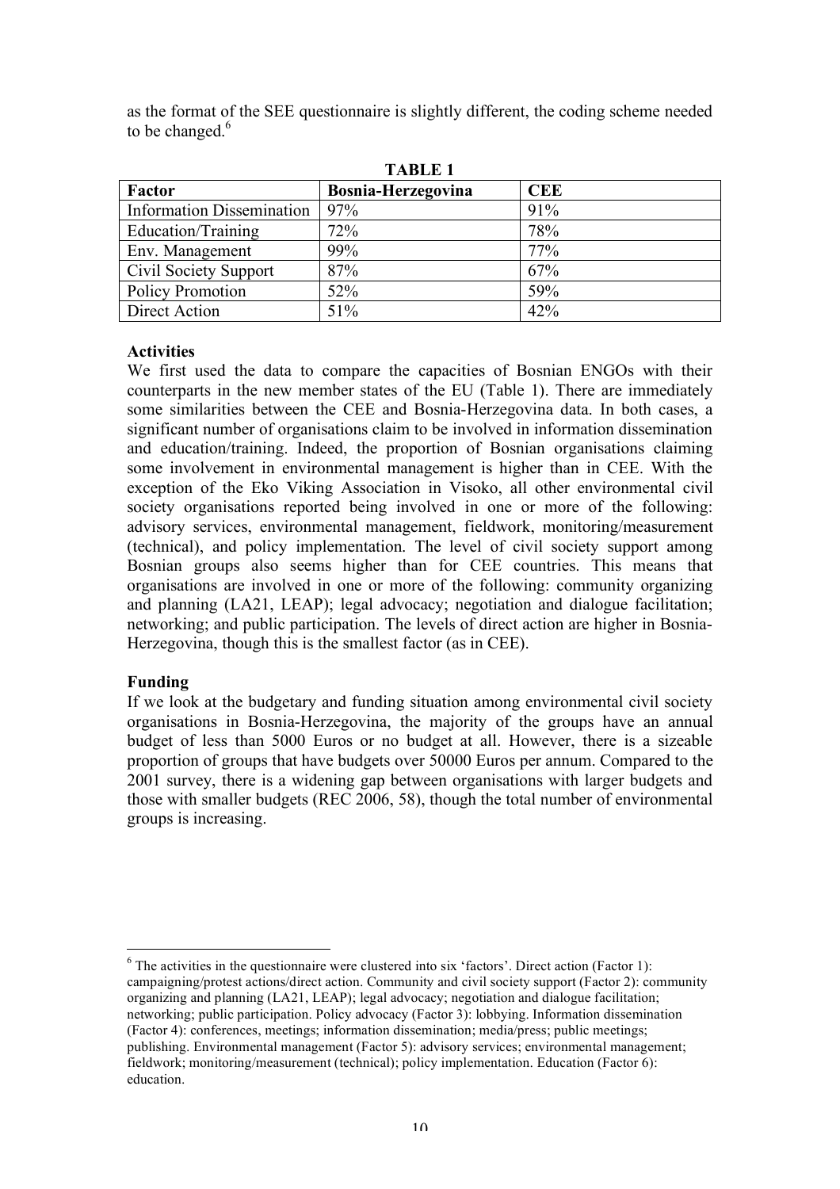as the format of the SEE questionnaire is slightly different, the coding scheme needed to be changed.[6]

**TABLE 1**

| Factor | Bosnia-Herzegovina | CEE |
|---|---|---|
| Information Dissemination | 97% | 91% |
| Education/Training | 72% | 78% |
| Env. Management | 99% | 77% |
| Civil Society Support | 87% | 67% |
| Policy Promotion | 52% | 59% |
| Direct Action | 51% | 42% |

**Activities**

We first used the data to compare the capacities of Bosnian ENGOs with their counterparts in the new member states of the EU (Table 1). There are immediately some similarities between the CEE and Bosnia-Herzegovina data. In both cases, a significant number of organisations claim to be involved in information dissemination and education/training. Indeed, the proportion of Bosnian organisations claiming some involvement in environmental management is higher than in CEE. With the exception of the Eko Viking Association in Visoko, all other environmental civil society organisations reported being involved in one or more of the following: advisory services, environmental management, fieldwork, monitoring/measurement (technical), and policy implementation. The level of civil society support among Bosnian groups also seems higher than for CEE countries. This means that organisations are involved in one or more of the following: community organizing and planning (LA21, LEAP); legal advocacy; negotiation and dialogue facilitation; networking; and public participation. The levels of direct action are higher in Bosnia-Herzegovina, though this is the smallest factor (as in CEE).

**Funding**

If we look at the budgetary and funding situation among environmental civil society organisations in Bosnia-Herzegovina, the majority of the groups have an annual budget of less than 5000 Euros or no budget at all. However, there is a sizeable proportion of groups that have budgets over 50000 Euros per annum. Compared to the 2001 survey, there is a widening gap between organisations with larger budgets and those with smaller budgets (REC 2006, 58), though the total number of environmental groups is increasing.

---

[6] The activities in the questionnaire were clustered into six 'factors'. Direct action (Factor 1): campaigning/protest actions/direct action. Community and civil society support (Factor 2): community organizing and planning (LA21, LEAP); legal advocacy; negotiation and dialogue facilitation; networking; public participation. Policy advocacy (Factor 3): lobbying. Information dissemination (Factor 4): conferences, meetings; information dissemination; media/press; public meetings; publishing. Environmental management (Factor 5): advisory services; environmental management; fieldwork; monitoring/measurement (technical); policy implementation. Education (Factor 6): education.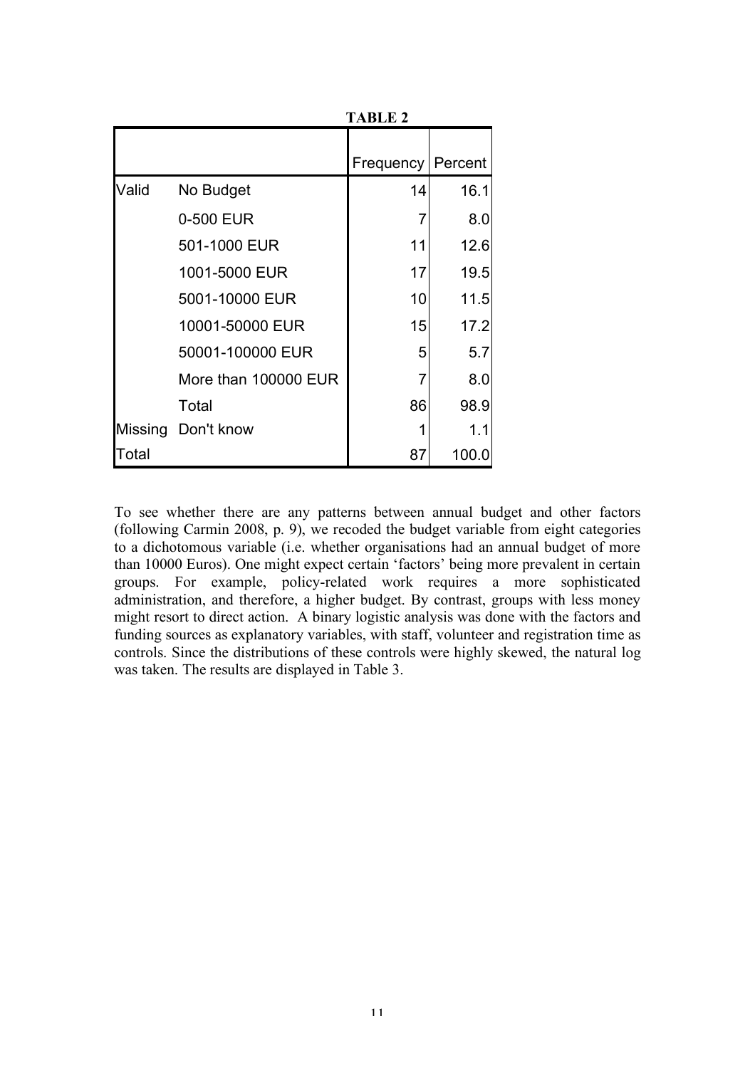**TABLE 2**

| | | Frequency | Percent |
|---|---|---|---|
| Valid | No Budget | 14 | 16.1 |
| | 0-500 EUR | 7 | 8.0 |
| | 501-1000 EUR | 11 | 12.6 |
| | 1001-5000 EUR | 17 | 19.5 |
| | 5001-10000 EUR | 10 | 11.5 |
| | 10001-50000 EUR | 15 | 17.2 |
| | 50001-100000 EUR | 5 | 5.7 |
| | More than 100000 EUR | 7 | 8.0 |
| | Total | 86 | 98.9 |
| Missing | Don't know | 1 | 1.1 |
| Total | | 87 | 100.0 |

To see whether there are any patterns between annual budget and other factors (following Carmin 2008, p. 9), we recoded the budget variable from eight categories to a dichotomous variable (i.e. whether organisations had an annual budget of more than 10000 Euros). One might expect certain 'factors' being more prevalent in certain groups. For example, policy-related work requires a more sophisticated administration, and therefore, a higher budget. By contrast, groups with less money might resort to direct action. A binary logistic analysis was done with the factors and funding sources as explanatory variables, with staff, volunteer and registration time as controls. Since the distributions of these controls were highly skewed, the natural log was taken. The results are displayed in Table 3.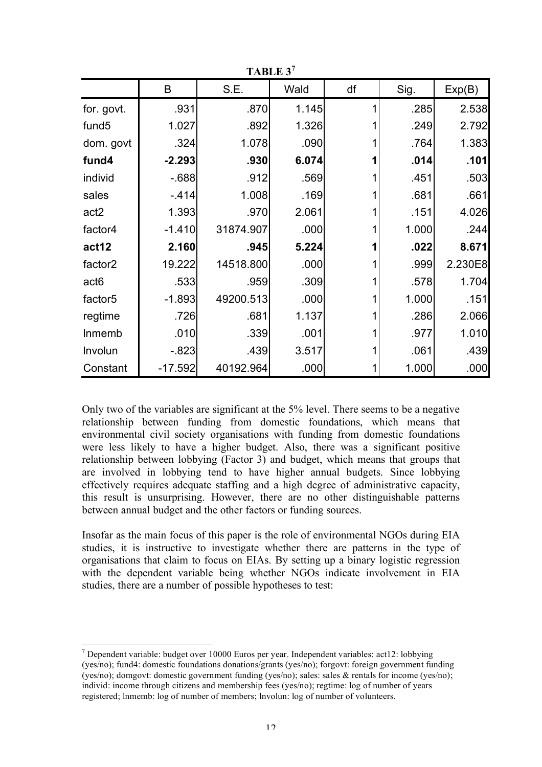**TABLE 3**[7]

| | B | S.E. | Wald | df | Sig. | Exp(B) |
|---|---|---|---|---|---|---|
| for. govt. | .931 | .870 | 1.145 | 1 | .285 | 2.538 |
| fund5 | 1.027 | .892 | 1.326 | 1 | .249 | 2.792 |
| dom. govt | .324 | 1.078 | .090 | 1 | .764 | 1.383 |
| **fund4** | **-2.293** | **.930** | **6.074** | **1** | **.014** | **.101** |
| individ | -.688 | .912 | .569 | 1 | .451 | .503 |
| sales | -.414 | 1.008 | .169 | 1 | .681 | .661 |
| act2 | 1.393 | .970 | 2.061 | 1 | .151 | 4.026 |
| factor4 | -1.410 | 31874.907 | .000 | 1 | 1.000 | .244 |
| **act12** | **2.160** | **.945** | **5.224** | **1** | **.022** | **8.671** |
| factor2 | 19.222 | 14518.800 | .000 | 1 | .999 | 2.230E8 |
| act6 | .533 | .959 | .309 | 1 | .578 | 1.704 |
| factor5 | -1.893 | 49200.513 | .000 | 1 | 1.000 | .151 |
| regtime | .726 | .681 | 1.137 | 1 | .286 | 2.066 |
| lnmemb | .010 | .339 | .001 | 1 | .977 | 1.010 |
| lnvolun | -.823 | .439 | 3.517 | 1 | .061 | .439 |
| Constant | -17.592 | 40192.964 | .000 | 1 | 1.000 | .000 |

Only two of the variables are significant at the 5% level. There seems to be a negative relationship between funding from domestic foundations, which means that environmental civil society organisations with funding from domestic foundations were less likely to have a higher budget. Also, there was a significant positive relationship between lobbying (Factor 3) and budget, which means that groups that are involved in lobbying tend to have higher annual budgets. Since lobbying effectively requires adequate staffing and a high degree of administrative capacity, this result is unsurprising. However, there are no other distinguishable patterns between annual budget and the other factors or funding sources.

Insofar as the main focus of this paper is the role of environmental NGOs during EIA studies, it is instructive to investigate whether there are patterns in the type of organisations that claim to focus on EIAs. By setting up a binary logistic regression with the dependent variable being whether NGOs indicate involvement in EIA studies, there are a number of possible hypotheses to test:

---

[7] Dependent variable: budget over 10000 Euros per year. Independent variables: act12: lobbying (yes/no); fund4: domestic foundations donations/grants (yes/no); forgovt: foreign government funding (yes/no); domgovt: domestic government funding (yes/no); sales: sales & rentals for income (yes/no); individ: income through citizens and membership fees (yes/no); regtime: log of number of years registered; lnmemb: log of number of members; lnvolun: log of number of volunteers.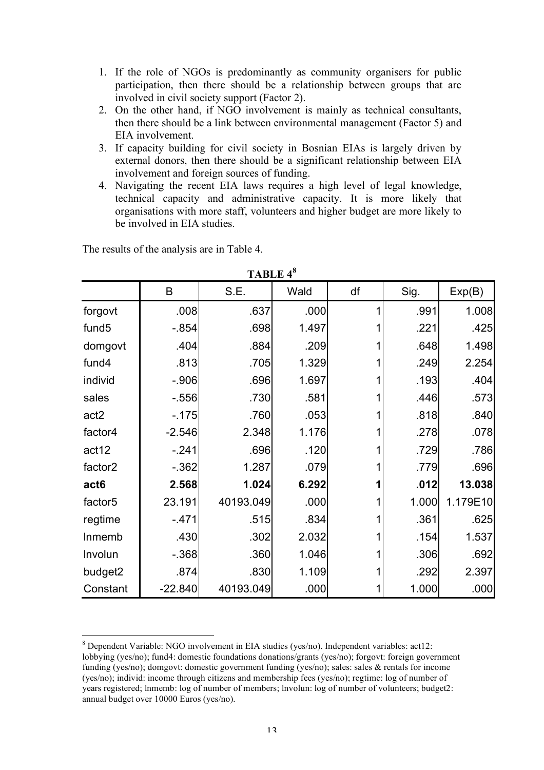1. If the role of NGOs is predominantly as community organisers for public participation, then there should be a relationship between groups that are involved in civil society support (Factor 2).
2. On the other hand, if NGO involvement is mainly as technical consultants, then there should be a link between environmental management (Factor 5) and EIA involvement.
3. If capacity building for civil society in Bosnian EIAs is largely driven by external donors, then there should be a significant relationship between EIA involvement and foreign sources of funding.
4. Navigating the recent EIA laws requires a high level of legal knowledge, technical capacity and administrative capacity. It is more likely that organisations with more staff, volunteers and higher budget are more likely to be involved in EIA studies.

The results of the analysis are in Table 4.

**TABLE 4**[8]

| | B | S.E. | Wald | df | Sig. | Exp(B) |
|---|---|---|---|---|---|---|
| forgovt | .008 | .637 | .000 | 1 | .991 | 1.008 |
| fund5 | -.854 | .698 | 1.497 | 1 | .221 | .425 |
| domgovt | .404 | .884 | .209 | 1 | .648 | 1.498 |
| fund4 | .813 | .705 | 1.329 | 1 | .249 | 2.254 |
| individ | -.906 | .696 | 1.697 | 1 | .193 | .404 |
| sales | -.556 | .730 | .581 | 1 | .446 | .573 |
| act2 | -.175 | .760 | .053 | 1 | .818 | .840 |
| factor4 | -2.546 | 2.348 | 1.176 | 1 | .278 | .078 |
| act12 | -.241 | .696 | .120 | 1 | .729 | .786 |
| factor2 | -.362 | 1.287 | .079 | 1 | .779 | .696 |
| **act6** | **2.568** | **1.024** | **6.292** | **1** | **.012** | **13.038** |
| factor5 | 23.191 | 40193.049 | .000 | 1 | 1.000 | 1.179E10 |
| regtime | -.471 | .515 | .834 | 1 | .361 | .625 |
| lnmemb | .430 | .302 | 2.032 | 1 | .154 | 1.537 |
| lnvolun | -.368 | .360 | 1.046 | 1 | .306 | .692 |
| budget2 | .874 | .830 | 1.109 | 1 | .292 | 2.397 |
| Constant | -22.840 | 40193.049 | .000 | 1 | 1.000 | .000 |

[8] Dependent Variable: NGO involvement in EIA studies (yes/no). Independent variables: act12: lobbying (yes/no); fund4: domestic foundations donations/grants (yes/no); forgovt: foreign government funding (yes/no); domgovt: domestic government funding (yes/no); sales: sales & rentals for income (yes/no); individ: income through citizens and membership fees (yes/no); regtime: log of number of years registered; lnmemb: log of number of members; lnvolun: log of number of volunteers; budget2: annual budget over 10000 Euros (yes/no).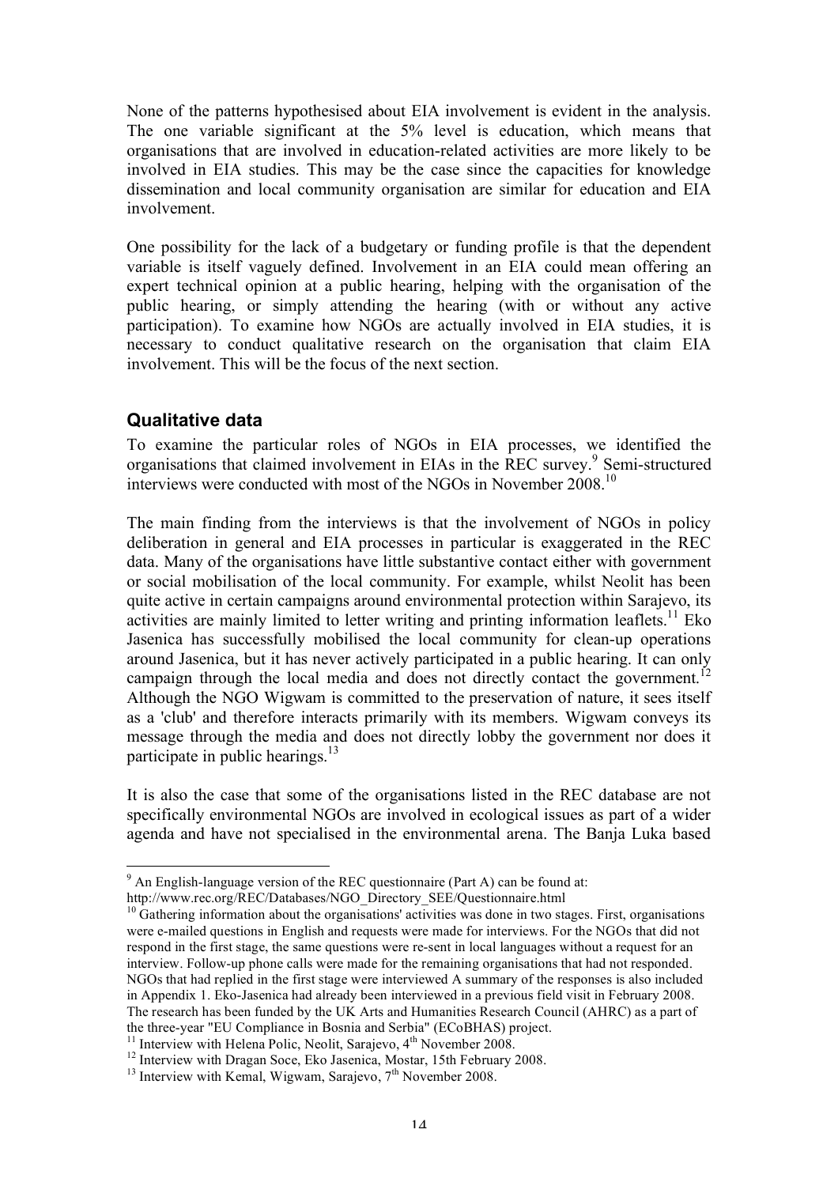None of the patterns hypothesised about EIA involvement is evident in the analysis. The one variable significant at the 5% level is education, which means that organisations that are involved in education-related activities are more likely to be involved in EIA studies. This may be the case since the capacities for knowledge dissemination and local community organisation are similar for education and EIA involvement.

One possibility for the lack of a budgetary or funding profile is that the dependent variable is itself vaguely defined. Involvement in an EIA could mean offering an expert technical opinion at a public hearing, helping with the organisation of the public hearing, or simply attending the hearing (with or without any active participation). To examine how NGOs are actually involved in EIA studies, it is necessary to conduct qualitative research on the organisation that claim EIA involvement. This will be the focus of the next section.

## Qualitative data

To examine the particular roles of NGOs in EIA processes, we identified the organisations that claimed involvement in EIAs in the REC survey.[9] Semi-structured interviews were conducted with most of the NGOs in November 2008.[10]

The main finding from the interviews is that the involvement of NGOs in policy deliberation in general and EIA processes in particular is exaggerated in the REC data. Many of the organisations have little substantive contact either with government or social mobilisation of the local community. For example, whilst Neolit has been quite active in certain campaigns around environmental protection within Sarajevo, its activities are mainly limited to letter writing and printing information leaflets.[11] Eko Jasenica has successfully mobilised the local community for clean-up operations around Jasenica, but it has never actively participated in a public hearing. It can only campaign through the local media and does not directly contact the government.[12] Although the NGO Wigwam is committed to the preservation of nature, it sees itself as a 'club' and therefore interacts primarily with its members. Wigwam conveys its message through the media and does not directly lobby the government nor does it participate in public hearings.[13]

It is also the case that some of the organisations listed in the REC database are not specifically environmental NGOs are involved in ecological issues as part of a wider agenda and have not specialised in the environmental arena. The Banja Luka based

---

[9] An English-language version of the REC questionnaire (Part A) can be found at: http://www.rec.org/REC/Databases/NGO_Directory_SEE/Questionnaire.html

[10] Gathering information about the organisations' activities was done in two stages. First, organisations were e-mailed questions in English and requests were made for interviews. For the NGOs that did not respond in the first stage, the same questions were re-sent in local languages without a request for an interview. Follow-up phone calls were made for the remaining organisations that had not responded. NGOs that had replied in the first stage were interviewed A summary of the responses is also included in Appendix 1. Eko-Jasenica had already been interviewed in a previous field visit in February 2008. The research has been funded by the UK Arts and Humanities Research Council (AHRC) as a part of the three-year "EU Compliance in Bosnia and Serbia" (ECoBHAS) project.

[11] Interview with Helena Polic, Neolit, Sarajevo, 4th November 2008.

[12] Interview with Dragan Soce, Eko Jasenica, Mostar, 15th February 2008.

[13] Interview with Kemal, Wigwam, Sarajevo, 7th November 2008.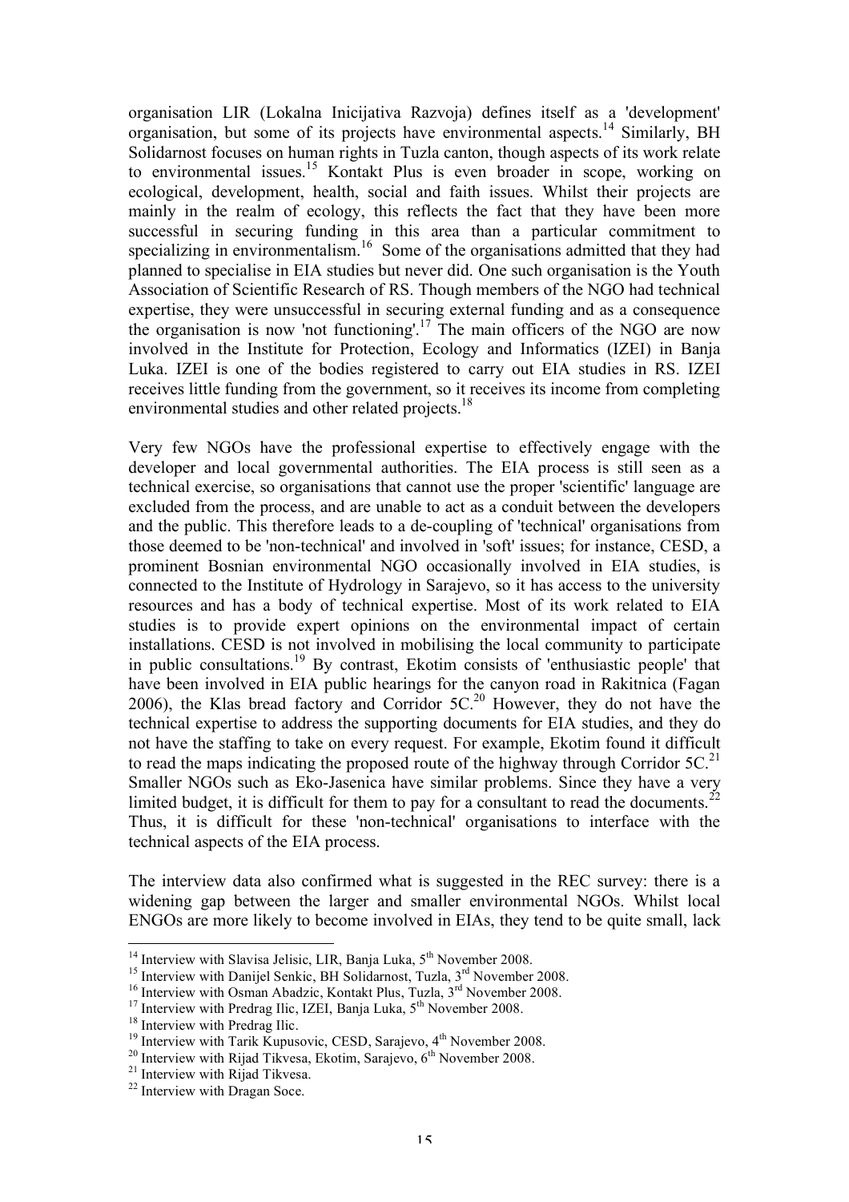organisation LIR (Lokalna Inicijativa Razvoja) defines itself as a 'development' organisation, but some of its projects have environmental aspects.[14] Similarly, BH Solidarnost focuses on human rights in Tuzla canton, though aspects of its work relate to environmental issues.[15] Kontakt Plus is even broader in scope, working on ecological, development, health, social and faith issues. Whilst their projects are mainly in the realm of ecology, this reflects the fact that they have been more successful in securing funding in this area than a particular commitment to specializing in environmentalism.[16] Some of the organisations admitted that they had planned to specialise in EIA studies but never did. One such organisation is the Youth Association of Scientific Research of RS. Though members of the NGO had technical expertise, they were unsuccessful in securing external funding and as a consequence the organisation is now 'not functioning'.[17] The main officers of the NGO are now involved in the Institute for Protection, Ecology and Informatics (IZEI) in Banja Luka. IZEI is one of the bodies registered to carry out EIA studies in RS. IZEI receives little funding from the government, so it receives its income from completing environmental studies and other related projects.[18]

Very few NGOs have the professional expertise to effectively engage with the developer and local governmental authorities. The EIA process is still seen as a technical exercise, so organisations that cannot use the proper 'scientific' language are excluded from the process, and are unable to act as a conduit between the developers and the public. This therefore leads to a de-coupling of 'technical' organisations from those deemed to be 'non-technical' and involved in 'soft' issues; for instance, CESD, a prominent Bosnian environmental NGO occasionally involved in EIA studies, is connected to the Institute of Hydrology in Sarajevo, so it has access to the university resources and has a body of technical expertise. Most of its work related to EIA studies is to provide expert opinions on the environmental impact of certain installations. CESD is not involved in mobilising the local community to participate in public consultations.[19] By contrast, Ekotim consists of 'enthusiastic people' that have been involved in EIA public hearings for the canyon road in Rakitnica (Fagan 2006), the Klas bread factory and Corridor 5C.[20] However, they do not have the technical expertise to address the supporting documents for EIA studies, and they do not have the staffing to take on every request. For example, Ekotim found it difficult to read the maps indicating the proposed route of the highway through Corridor 5C.[21] Smaller NGOs such as Eko-Jasenica have similar problems. Since they have a very limited budget, it is difficult for them to pay for a consultant to read the documents.[22] Thus, it is difficult for these 'non-technical' organisations to interface with the technical aspects of the EIA process.

The interview data also confirmed what is suggested in the REC survey: there is a widening gap between the larger and smaller environmental NGOs. Whilst local ENGOs are more likely to become involved in EIAs, they tend to be quite small, lack

---

[14] Interview with Slavisa Jelisic, LIR, Banja Luka, 5th November 2008.

[15] Interview with Danijel Senkic, BH Solidarnost, Tuzla, 3rd November 2008.

[16] Interview with Osman Abadzic, Kontakt Plus, Tuzla, 3rd November 2008.

[17] Interview with Predrag Ilic, IZEI, Banja Luka, 5th November 2008.

[18] Interview with Predrag Ilic.

[19] Interview with Tarik Kupusovic, CESD, Sarajevo, 4th November 2008.

[20] Interview with Rijad Tikvesa, Ekotim, Sarajevo, 6th November 2008.

[21] Interview with Rijad Tikvesa.

[22] Interview with Dragan Soce.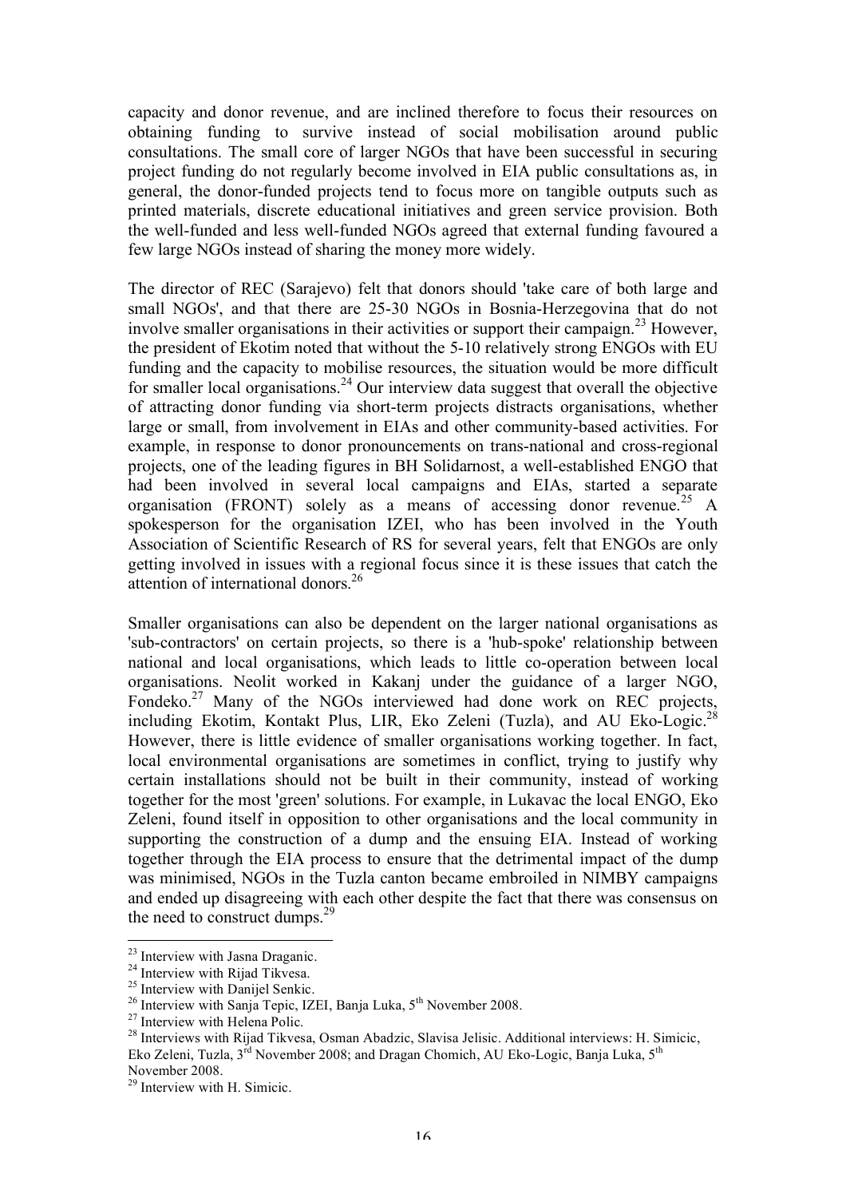capacity and donor revenue, and are inclined therefore to focus their resources on obtaining funding to survive instead of social mobilisation around public consultations. The small core of larger NGOs that have been successful in securing project funding do not regularly become involved in EIA public consultations as, in general, the donor-funded projects tend to focus more on tangible outputs such as printed materials, discrete educational initiatives and green service provision. Both the well-funded and less well-funded NGOs agreed that external funding favoured a few large NGOs instead of sharing the money more widely.

The director of REC (Sarajevo) felt that donors should 'take care of both large and small NGOs', and that there are 25-30 NGOs in Bosnia-Herzegovina that do not involve smaller organisations in their activities or support their campaign.[23] However, the president of Ekotim noted that without the 5-10 relatively strong ENGOs with EU funding and the capacity to mobilise resources, the situation would be more difficult for smaller local organisations.[24] Our interview data suggest that overall the objective of attracting donor funding via short-term projects distracts organisations, whether large or small, from involvement in EIAs and other community-based activities. For example, in response to donor pronouncements on trans-national and cross-regional projects, one of the leading figures in BH Solidarnost, a well-established ENGO that had been involved in several local campaigns and EIAs, started a separate organisation (FRONT) solely as a means of accessing donor revenue.[25] A spokesperson for the organisation IZEI, who has been involved in the Youth Association of Scientific Research of RS for several years, felt that ENGOs are only getting involved in issues with a regional focus since it is these issues that catch the attention of international donors.[26]

Smaller organisations can also be dependent on the larger national organisations as 'sub-contractors' on certain projects, so there is a 'hub-spoke' relationship between national and local organisations, which leads to little co-operation between local organisations. Neolit worked in Kakanj under the guidance of a larger NGO, Fondeko.[27] Many of the NGOs interviewed had done work on REC projects, including Ekotim, Kontakt Plus, LIR, Eko Zeleni (Tuzla), and AU Eko-Logic.[28] However, there is little evidence of smaller organisations working together. In fact, local environmental organisations are sometimes in conflict, trying to justify why certain installations should not be built in their community, instead of working together for the most 'green' solutions. For example, in Lukavac the local ENGO, Eko Zeleni, found itself in opposition to other organisations and the local community in supporting the construction of a dump and the ensuing EIA. Instead of working together through the EIA process to ensure that the detrimental impact of the dump was minimised, NGOs in the Tuzla canton became embroiled in NIMBY campaigns and ended up disagreeing with each other despite the fact that there was consensus on the need to construct dumps.[29]

---

[23] Interview with Jasna Draganic.

[24] Interview with Rijad Tikvesa.

[25] Interview with Danijel Senkic.

[26] Interview with Sanja Tepic, IZEI, Banja Luka, 5th November 2008.

[27] Interview with Helena Polic.

[28] Interviews with Rijad Tikvesa, Osman Abadzic, Slavisa Jelisic. Additional interviews: H. Simicic, Eko Zeleni, Tuzla, 3rd November 2008; and Dragan Chomich, AU Eko-Logic, Banja Luka, 5th November 2008.

[29] Interview with H. Simicic.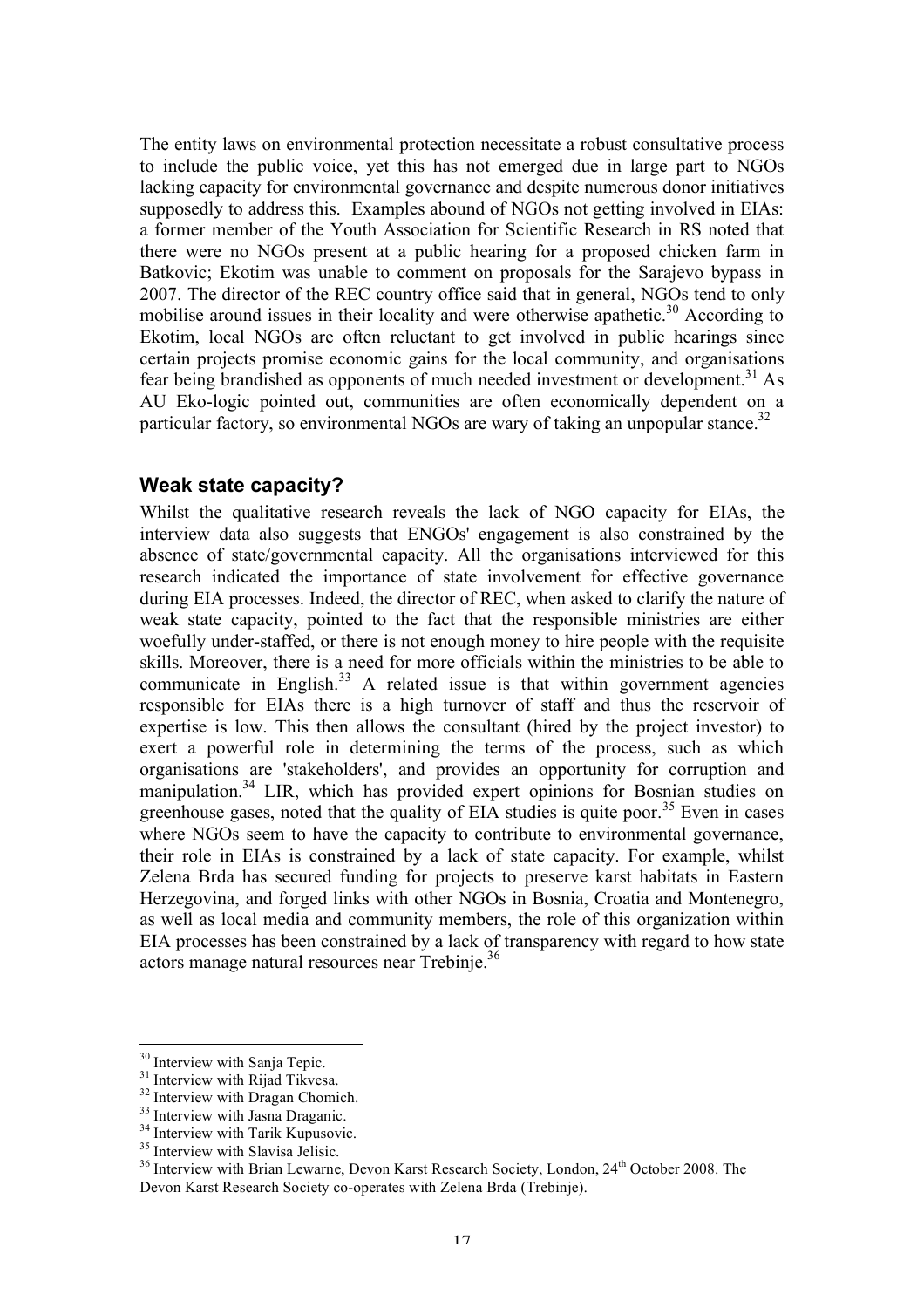The entity laws on environmental protection necessitate a robust consultative process to include the public voice, yet this has not emerged due in large part to NGOs lacking capacity for environmental governance and despite numerous donor initiatives supposedly to address this. Examples abound of NGOs not getting involved in EIAs: a former member of the Youth Association for Scientific Research in RS noted that there were no NGOs present at a public hearing for a proposed chicken farm in Batkovic; Ekotim was unable to comment on proposals for the Sarajevo bypass in 2007. The director of the REC country office said that in general, NGOs tend to only mobilise around issues in their locality and were otherwise apathetic.[30] According to Ekotim, local NGOs are often reluctant to get involved in public hearings since certain projects promise economic gains for the local community, and organisations fear being brandished as opponents of much needed investment or development.[31] As AU Eko-logic pointed out, communities are often economically dependent on a particular factory, so environmental NGOs are wary of taking an unpopular stance.[32]

## Weak state capacity?

Whilst the qualitative research reveals the lack of NGO capacity for EIAs, the interview data also suggests that ENGOs' engagement is also constrained by the absence of state/governmental capacity. All the organisations interviewed for this research indicated the importance of state involvement for effective governance during EIA processes. Indeed, the director of REC, when asked to clarify the nature of weak state capacity, pointed to the fact that the responsible ministries are either woefully under-staffed, or there is not enough money to hire people with the requisite skills. Moreover, there is a need for more officials within the ministries to be able to communicate in English.[33] A related issue is that within government agencies responsible for EIAs there is a high turnover of staff and thus the reservoir of expertise is low. This then allows the consultant (hired by the project investor) to exert a powerful role in determining the terms of the process, such as which organisations are 'stakeholders', and provides an opportunity for corruption and manipulation.[34] LIR, which has provided expert opinions for Bosnian studies on greenhouse gases, noted that the quality of EIA studies is quite poor.[35] Even in cases where NGOs seem to have the capacity to contribute to environmental governance, their role in EIAs is constrained by a lack of state capacity. For example, whilst Zelena Brda has secured funding for projects to preserve karst habitats in Eastern Herzegovina, and forged links with other NGOs in Bosnia, Croatia and Montenegro, as well as local media and community members, the role of this organization within EIA processes has been constrained by a lack of transparency with regard to how state actors manage natural resources near Trebinje.[36]

---

[30] Interview with Sanja Tepic.
[31] Interview with Rijad Tikvesa.
[32] Interview with Dragan Chomich.
[33] Interview with Jasna Draganic.
[34] Interview with Tarik Kupusovic.
[35] Interview with Slavisa Jelisic.
[36] Interview with Brian Lewarne, Devon Karst Research Society, London, 24th October 2008. The Devon Karst Research Society co-operates with Zelena Brda (Trebinje).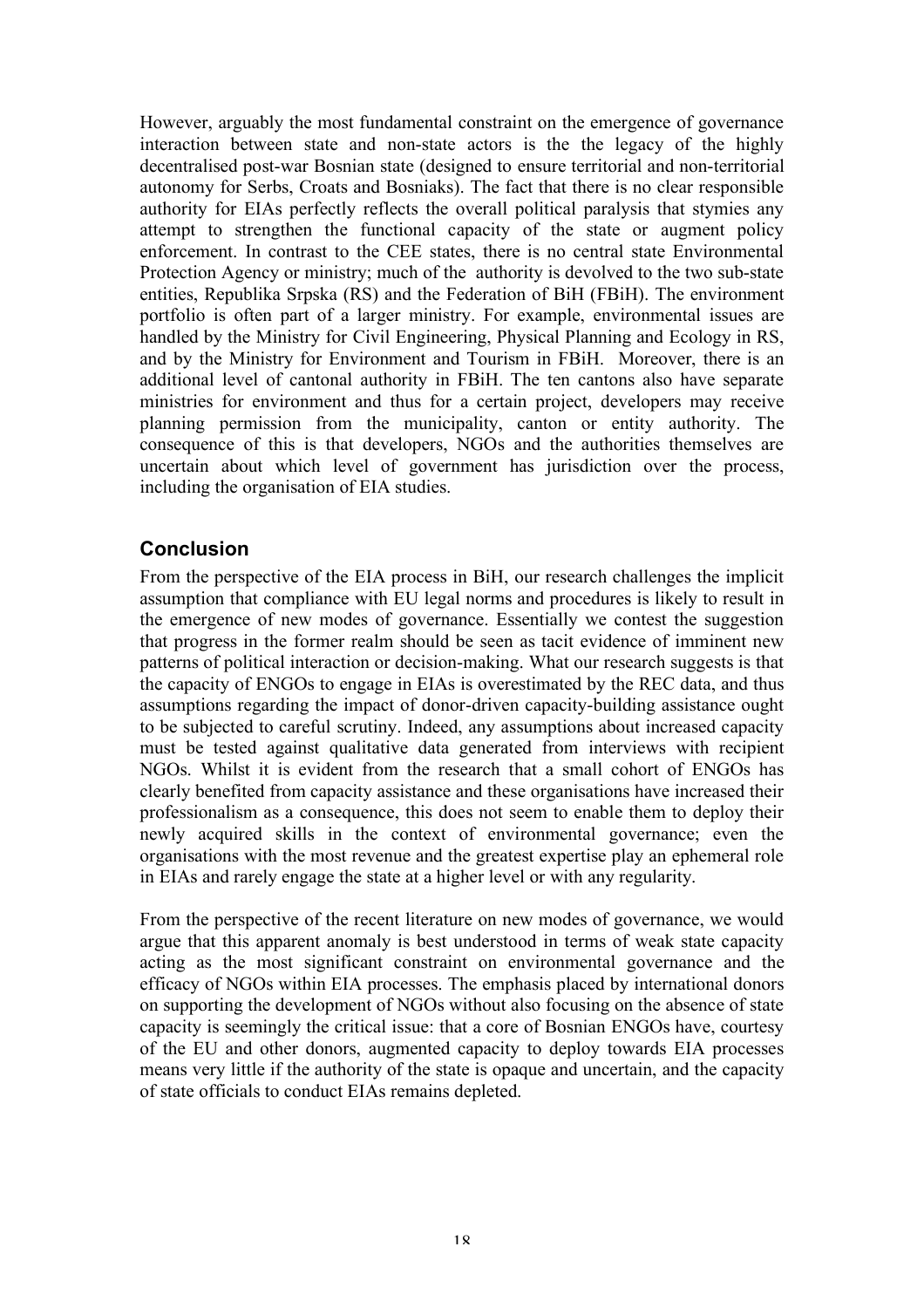However, arguably the most fundamental constraint on the emergence of governance interaction between state and non-state actors is the the legacy of the highly decentralised post-war Bosnian state (designed to ensure territorial and non-territorial autonomy for Serbs, Croats and Bosniaks). The fact that there is no clear responsible authority for EIAs perfectly reflects the overall political paralysis that stymies any attempt to strengthen the functional capacity of the state or augment policy enforcement. In contrast to the CEE states, there is no central state Environmental Protection Agency or ministry; much of the authority is devolved to the two sub-state entities, Republika Srpska (RS) and the Federation of BiH (FBiH). The environment portfolio is often part of a larger ministry. For example, environmental issues are handled by the Ministry for Civil Engineering, Physical Planning and Ecology in RS, and by the Ministry for Environment and Tourism in FBiH. Moreover, there is an additional level of cantonal authority in FBiH. The ten cantons also have separate ministries for environment and thus for a certain project, developers may receive planning permission from the municipality, canton or entity authority. The consequence of this is that developers, NGOs and the authorities themselves are uncertain about which level of government has jurisdiction over the process, including the organisation of EIA studies.

## Conclusion

From the perspective of the EIA process in BiH, our research challenges the implicit assumption that compliance with EU legal norms and procedures is likely to result in the emergence of new modes of governance. Essentially we contest the suggestion that progress in the former realm should be seen as tacit evidence of imminent new patterns of political interaction or decision-making. What our research suggests is that the capacity of ENGOs to engage in EIAs is overestimated by the REC data, and thus assumptions regarding the impact of donor-driven capacity-building assistance ought to be subjected to careful scrutiny. Indeed, any assumptions about increased capacity must be tested against qualitative data generated from interviews with recipient NGOs. Whilst it is evident from the research that a small cohort of ENGOs has clearly benefited from capacity assistance and these organisations have increased their professionalism as a consequence, this does not seem to enable them to deploy their newly acquired skills in the context of environmental governance; even the organisations with the most revenue and the greatest expertise play an ephemeral role in EIAs and rarely engage the state at a higher level or with any regularity.

From the perspective of the recent literature on new modes of governance, we would argue that this apparent anomaly is best understood in terms of weak state capacity acting as the most significant constraint on environmental governance and the efficacy of NGOs within EIA processes. The emphasis placed by international donors on supporting the development of NGOs without also focusing on the absence of state capacity is seemingly the critical issue: that a core of Bosnian ENGOs have, courtesy of the EU and other donors, augmented capacity to deploy towards EIA processes means very little if the authority of the state is opaque and uncertain, and the capacity of state officials to conduct EIAs remains depleted.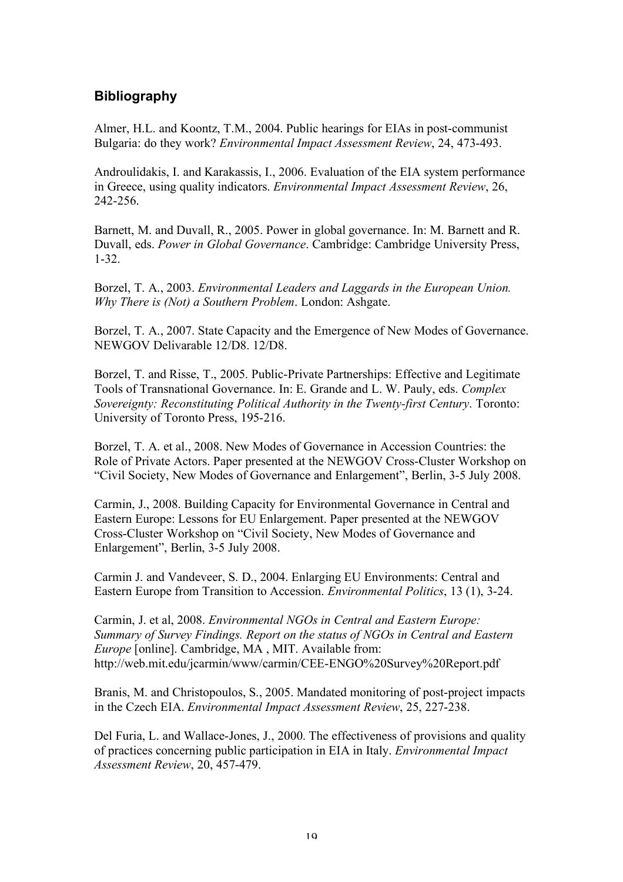## Bibliography

Almer, H.L. and Koontz, T.M., 2004. Public hearings for EIAs in post-communist Bulgaria: do they work? *Environmental Impact Assessment Review*, 24, 473-493.

Androulidakis, I. and Karakassis, I., 2006. Evaluation of the EIA system performance in Greece, using quality indicators. *Environmental Impact Assessment Review*, 26, 242-256.

Barnett, M. and Duvall, R., 2005. Power in global governance. In: M. Barnett and R. Duvall, eds. *Power in Global Governance*. Cambridge: Cambridge University Press, 1-32.

Borzel, T. A., 2003. *Environmental Leaders and Laggards in the European Union. Why There is (Not) a Southern Problem*. London: Ashgate.

Borzel, T. A., 2007. State Capacity and the Emergence of New Modes of Governance. NEWGOV Delivarable 12/D8. 12/D8.

Borzel, T. and Risse, T., 2005. Public-Private Partnerships: Effective and Legitimate Tools of Transnational Governance. In: E. Grande and L. W. Pauly, eds. *Complex Sovereignty: Reconstituting Political Authority in the Twenty-first Century*. Toronto: University of Toronto Press, 195-216.

Borzel, T. A. et al., 2008. New Modes of Governance in Accession Countries: the Role of Private Actors. Paper presented at the NEWGOV Cross-Cluster Workshop on "Civil Society, New Modes of Governance and Enlargement", Berlin, 3-5 July 2008.

Carmin, J., 2008. Building Capacity for Environmental Governance in Central and Eastern Europe: Lessons for EU Enlargement. Paper presented at the NEWGOV Cross-Cluster Workshop on "Civil Society, New Modes of Governance and Enlargement", Berlin, 3-5 July 2008.

Carmin J. and Vandeveer, S. D., 2004. Enlarging EU Environments: Central and Eastern Europe from Transition to Accession. *Environmental Politics*, 13 (1), 3-24.

Carmin, J. et al, 2008. *Environmental NGOs in Central and Eastern Europe: Summary of Survey Findings. Report on the status of NGOs in Central and Eastern Europe* [online]. Cambridge, MA , MIT. Available from: http://web.mit.edu/jcarmin/www/carmin/CEE-ENGO%20Survey%20Report.pdf

Branis, M. and Christopoulos, S., 2005. Mandated monitoring of post-project impacts in the Czech EIA. *Environmental Impact Assessment Review*, 25, 227-238.

Del Furia, L. and Wallace-Jones, J., 2000. The effectiveness of provisions and quality of practices concerning public participation in EIA in Italy. *Environmental Impact Assessment Review*, 20, 457-479.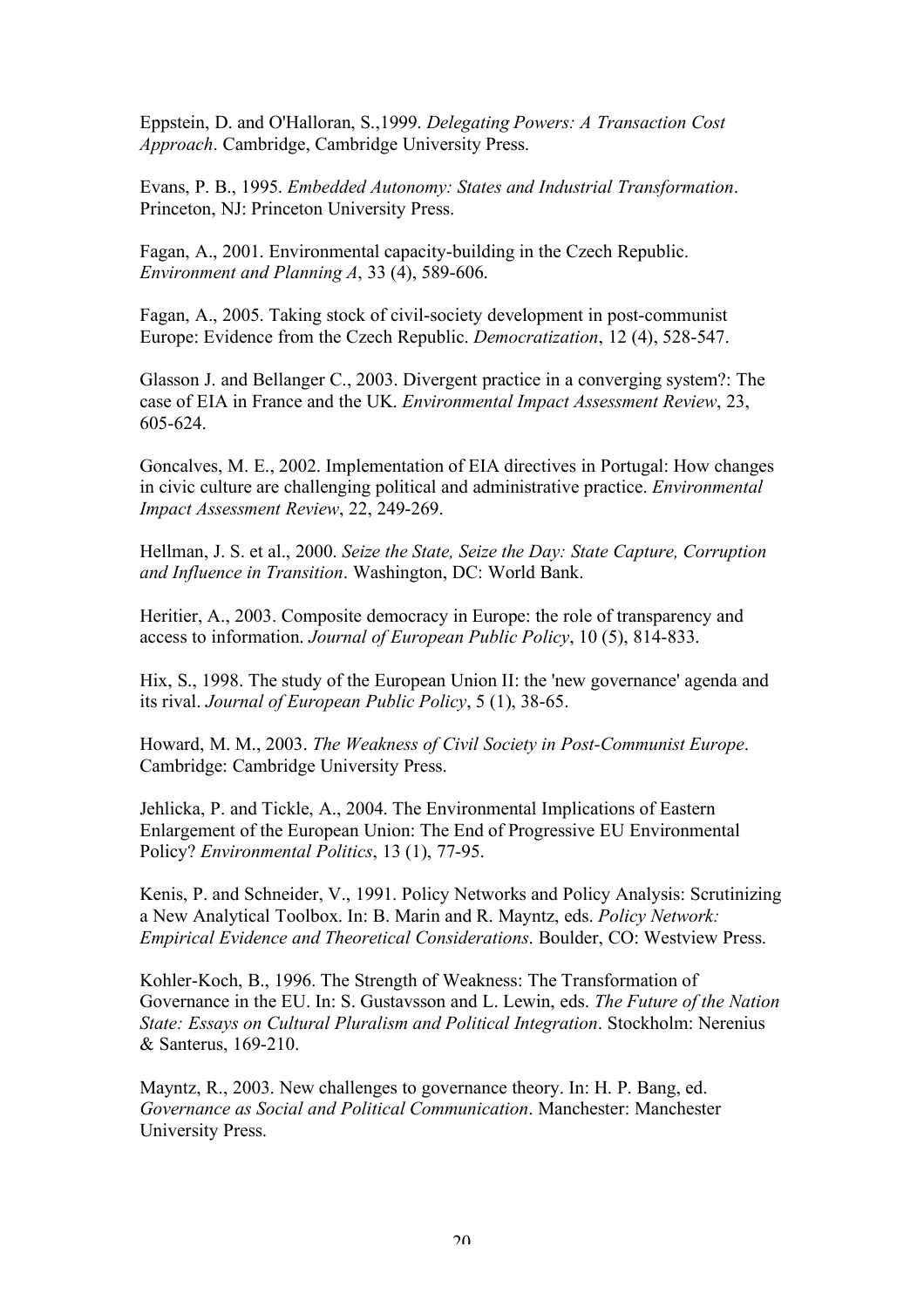Eppstein, D. and O'Halloran, S.,1999. *Delegating Powers: A Transaction Cost Approach*. Cambridge, Cambridge University Press.

Evans, P. B., 1995. *Embedded Autonomy: States and Industrial Transformation*. Princeton, NJ: Princeton University Press.

Fagan, A., 2001. Environmental capacity-building in the Czech Republic. *Environment and Planning A*, 33 (4), 589-606.

Fagan, A., 2005. Taking stock of civil-society development in post-communist Europe: Evidence from the Czech Republic. *Democratization*, 12 (4), 528-547.

Glasson J. and Bellanger C., 2003. Divergent practice in a converging system?: The case of EIA in France and the UK. *Environmental Impact Assessment Review*, 23, 605-624.

Goncalves, M. E., 2002. Implementation of EIA directives in Portugal: How changes in civic culture are challenging political and administrative practice. *Environmental Impact Assessment Review*, 22, 249-269.

Hellman, J. S. et al., 2000. *Seize the State, Seize the Day: State Capture, Corruption and Influence in Transition*. Washington, DC: World Bank.

Heritier, A., 2003. Composite democracy in Europe: the role of transparency and access to information. *Journal of European Public Policy*, 10 (5), 814-833.

Hix, S., 1998. The study of the European Union II: the 'new governance' agenda and its rival. *Journal of European Public Policy*, 5 (1), 38-65.

Howard, M. M., 2003. *The Weakness of Civil Society in Post-Communist Europe*. Cambridge: Cambridge University Press.

Jehlicka, P. and Tickle, A., 2004. The Environmental Implications of Eastern Enlargement of the European Union: The End of Progressive EU Environmental Policy? *Environmental Politics*, 13 (1), 77-95.

Kenis, P. and Schneider, V., 1991. Policy Networks and Policy Analysis: Scrutinizing a New Analytical Toolbox. In: B. Marin and R. Mayntz, eds. *Policy Network: Empirical Evidence and Theoretical Considerations*. Boulder, CO: Westview Press.

Kohler-Koch, B., 1996. The Strength of Weakness: The Transformation of Governance in the EU. In: S. Gustavsson and L. Lewin, eds. *The Future of the Nation State: Essays on Cultural Pluralism and Political Integration*. Stockholm: Nerenius & Santerus, 169-210.

Mayntz, R., 2003. New challenges to governance theory. In: H. P. Bang, ed. *Governance as Social and Political Communication*. Manchester: Manchester University Press.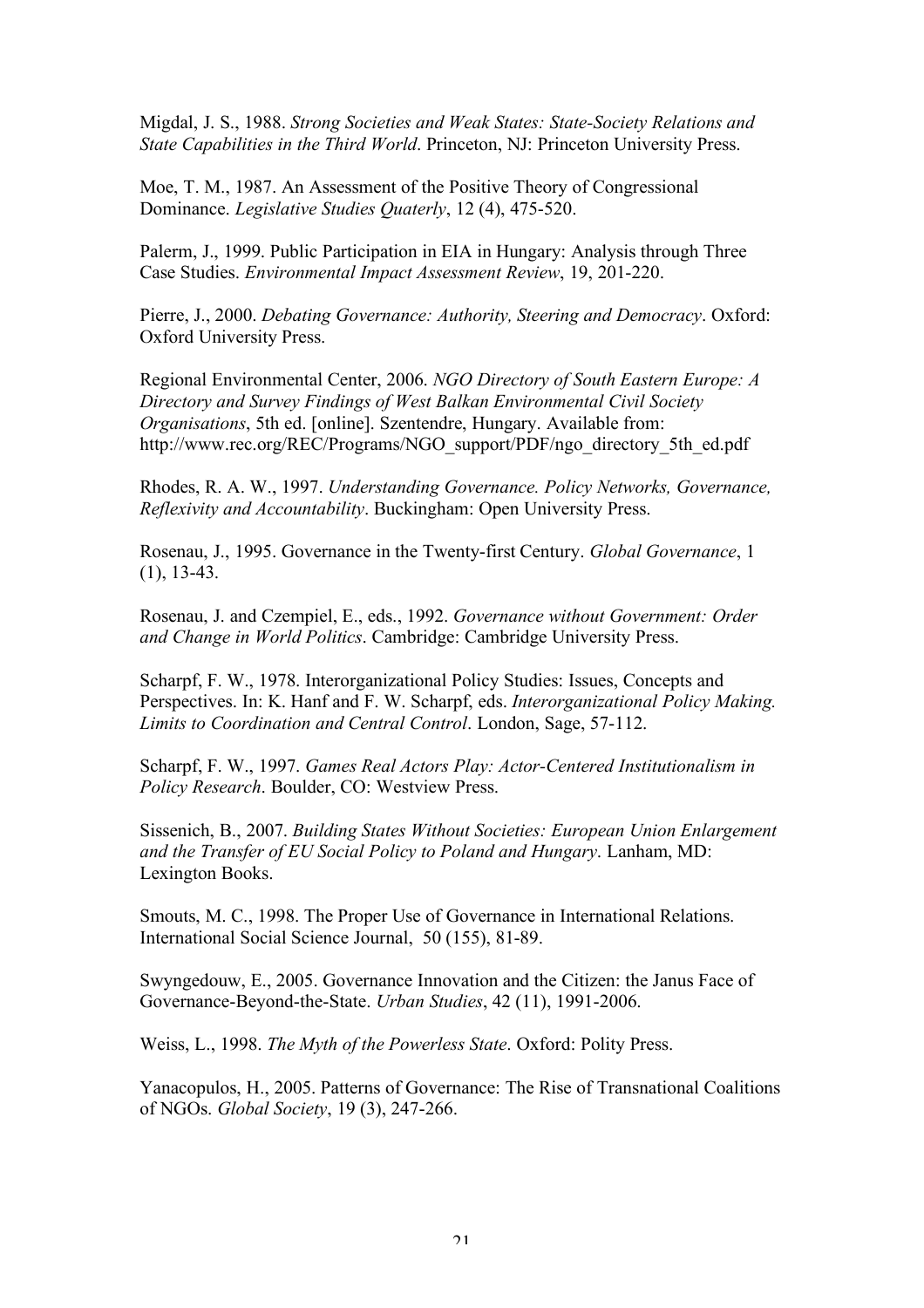Migdal, J. S., 1988. *Strong Societies and Weak States: State-Society Relations and State Capabilities in the Third World*. Princeton, NJ: Princeton University Press.

Moe, T. M., 1987. An Assessment of the Positive Theory of Congressional Dominance. *Legislative Studies Quaterly*, 12 (4), 475-520.

Palerm, J., 1999. Public Participation in EIA in Hungary: Analysis through Three Case Studies. *Environmental Impact Assessment Review*, 19, 201-220.

Pierre, J., 2000. *Debating Governance: Authority, Steering and Democracy*. Oxford: Oxford University Press.

Regional Environmental Center, 2006. *NGO Directory of South Eastern Europe: A Directory and Survey Findings of West Balkan Environmental Civil Society Organisations*, 5th ed. [online]. Szentendre, Hungary. Available from: http://www.rec.org/REC/Programs/NGO_support/PDF/ngo_directory_5th_ed.pdf

Rhodes, R. A. W., 1997. *Understanding Governance. Policy Networks, Governance, Reflexivity and Accountability*. Buckingham: Open University Press.

Rosenau, J., 1995. Governance in the Twenty-first Century. *Global Governance*, 1 (1), 13-43.

Rosenau, J. and Czempiel, E., eds., 1992. *Governance without Government: Order and Change in World Politics*. Cambridge: Cambridge University Press.

Scharpf, F. W., 1978. Interorganizational Policy Studies: Issues, Concepts and Perspectives. In: K. Hanf and F. W. Scharpf, eds. *Interorganizational Policy Making. Limits to Coordination and Central Control*. London, Sage, 57-112.

Scharpf, F. W., 1997. *Games Real Actors Play: Actor-Centered Institutionalism in Policy Research*. Boulder, CO: Westview Press.

Sissenich, B., 2007. *Building States Without Societies: European Union Enlargement and the Transfer of EU Social Policy to Poland and Hungary*. Lanham, MD: Lexington Books.

Smouts, M. C., 1998. The Proper Use of Governance in International Relations. International Social Science Journal, 50 (155), 81-89.

Swyngedouw, E., 2005. Governance Innovation and the Citizen: the Janus Face of Governance-Beyond-the-State. *Urban Studies*, 42 (11), 1991-2006.

Weiss, L., 1998. *The Myth of the Powerless State*. Oxford: Polity Press.

Yanacopulos, H., 2005. Patterns of Governance: The Rise of Transnational Coalitions of NGOs. *Global Society*, 19 (3), 247-266.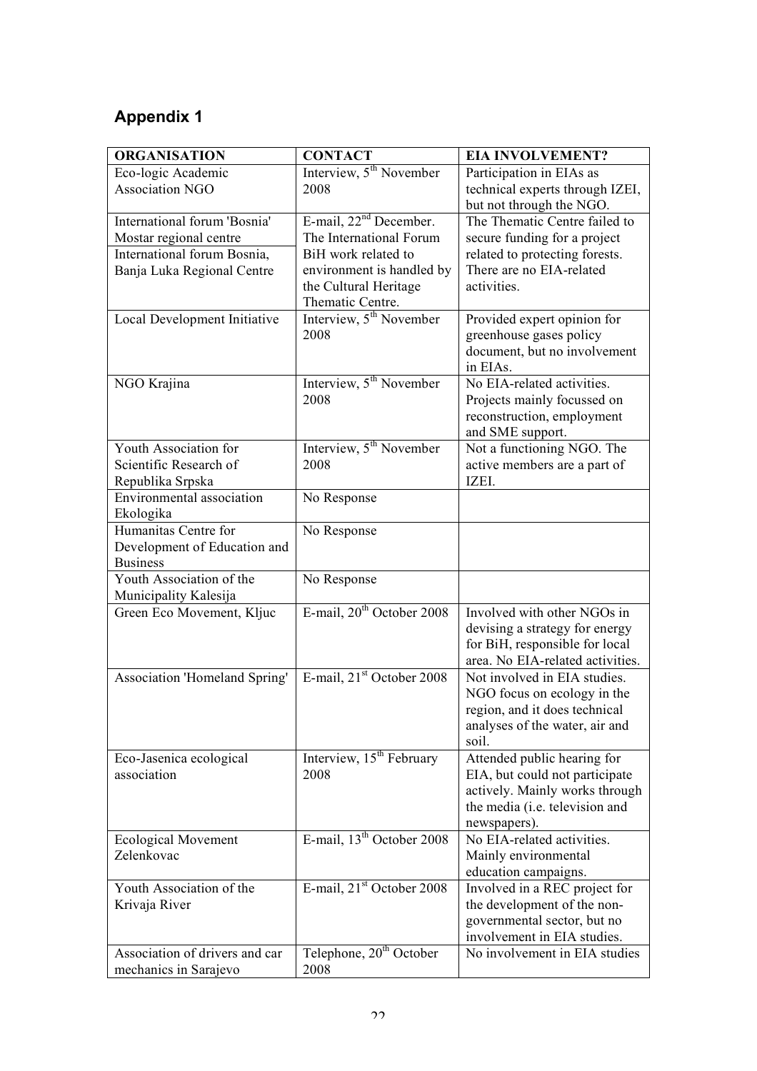## Appendix 1

| ORGANISATION | CONTACT | EIA INVOLVEMENT? |
| --- | --- | --- |
| Eco-logic Academic Association NGO | Interview, 5th November 2008 | Participation in EIAs as technical experts through IZEI, but not through the NGO. |
| International forum 'Bosnia' Mostar regional centre<br>International forum Bosnia, Banja Luka Regional Centre | E-mail, 22nd December. The International Forum BiH work related to environment is handled by the Cultural Heritage Thematic Centre. | The Thematic Centre failed to secure funding for a project related to protecting forests. There are no EIA-related activities. |
| Local Development Initiative | Interview, 5th November 2008 | Provided expert opinion for greenhouse gases policy document, but no involvement in EIAs. |
| NGO Krajina | Interview, 5th November 2008 | No EIA-related activities. Projects mainly focussed on reconstruction, employment and SME support. |
| Youth Association for Scientific Research of Republika Srpska | Interview, 5th November 2008 | Not a functioning NGO. The active members are a part of IZEI. |
| Environmental association Ekologika | No Response | |
| Humanitas Centre for Development of Education and Business | No Response | |
| Youth Association of the Municipality Kalesija | No Response | |
| Green Eco Movement, Kljuc | E-mail, 20th October 2008 | Involved with other NGOs in devising a strategy for energy for BiH, responsible for local area. No EIA-related activities. |
| Association 'Homeland Spring' | E-mail, 21st October 2008 | Not involved in EIA studies. NGO focus on ecology in the region, and it does technical analyses of the water, air and soil. |
| Eco-Jasenica ecological association | Interview, 15th February 2008 | Attended public hearing for EIA, but could not participate actively. Mainly works through the media (i.e. television and newspapers). |
| Ecological Movement Zelenkovac | E-mail, 13th October 2008 | No EIA-related activities. Mainly environmental education campaigns. |
| Youth Association of the Krivaja River | E-mail, 21st October 2008 | Involved in a REC project for the development of the non-governmental sector, but no involvement in EIA studies. |
| Association of drivers and car mechanics in Sarajevo | Telephone, 20th October 2008 | No involvement in EIA studies |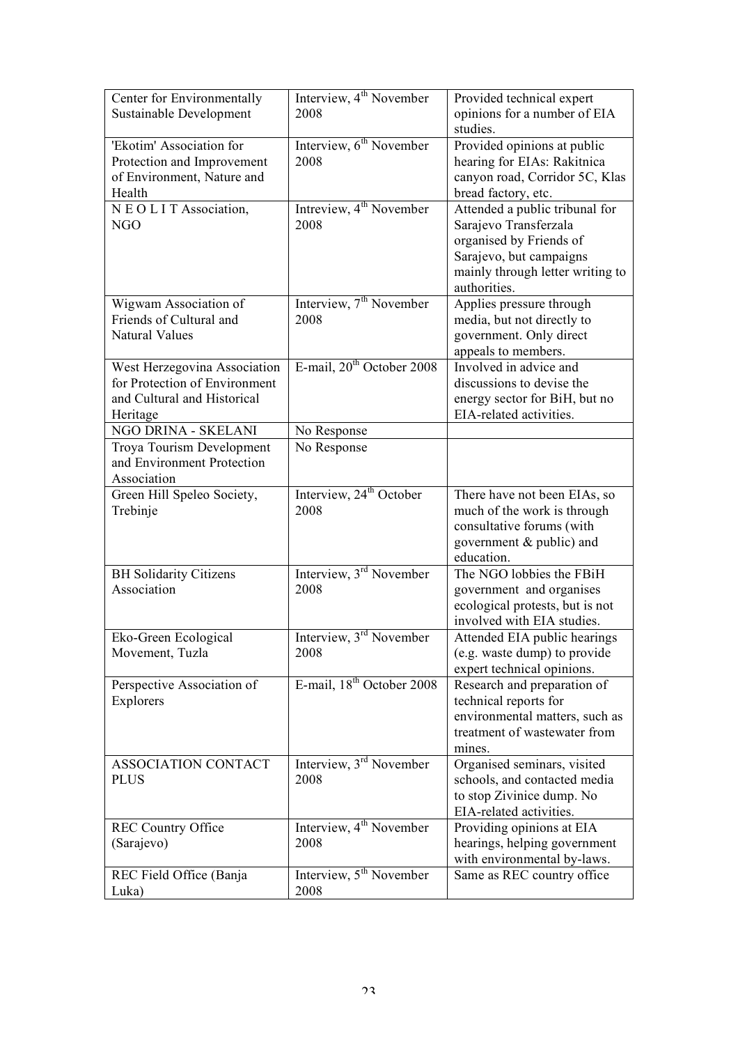| | | |
|---|---|---|
| Center for Environmentally Sustainable Development | Interview, 4th November 2008 | Provided technical expert opinions for a number of EIA studies. |
| 'Ekotim' Association for Protection and Improvement of Environment, Nature and Health | Interview, 6th November 2008 | Provided opinions at public hearing for EIAs: Rakitnica canyon road, Corridor 5C, Klas bread factory, etc. |
| N E O L I T Association, NGO | Intreview, 4th November 2008 | Attended a public tribunal for Sarajevo Transferzala organised by Friends of Sarajevo, but campaigns mainly through letter writing to authorities. |
| Wigwam Association of Friends of Cultural and Natural Values | Interview, 7th November 2008 | Applies pressure through media, but not directly to government. Only direct appeals to members. |
| West Herzegovina Association for Protection of Environment and Cultural and Historical Heritage | E-mail, 20th October 2008 | Involved in advice and discussions to devise the energy sector for BiH, but no EIA-related activities. |
| NGO DRINA - SKELANI | No Response | |
| Troya Tourism Development and Environment Protection Association | No Response | |
| Green Hill Speleo Society, Trebinje | Interview, 24th October 2008 | There have not been EIAs, so much of the work is through consultative forums (with government & public) and education. |
| BH Solidarity Citizens Association | Interview, 3rd November 2008 | The NGO lobbies the FBiH government and organises ecological protests, but is not involved with EIA studies. |
| Eko-Green Ecological Movement, Tuzla | Interview, 3rd November 2008 | Attended EIA public hearings (e.g. waste dump) to provide expert technical opinions. |
| Perspective Association of Explorers | E-mail, 18th October 2008 | Research and preparation of technical reports for environmental matters, such as treatment of wastewater from mines. |
| ASSOCIATION CONTACT PLUS | Interview, 3rd November 2008 | Organised seminars, visited schools, and contacted media to stop Zivinice dump. No EIA-related activities. |
| REC Country Office (Sarajevo) | Interview, 4th November 2008 | Providing opinions at EIA hearings, helping government with environmental by-laws. |
| REC Field Office (Banja Luka) | Interview, 5th November 2008 | Same as REC country office |